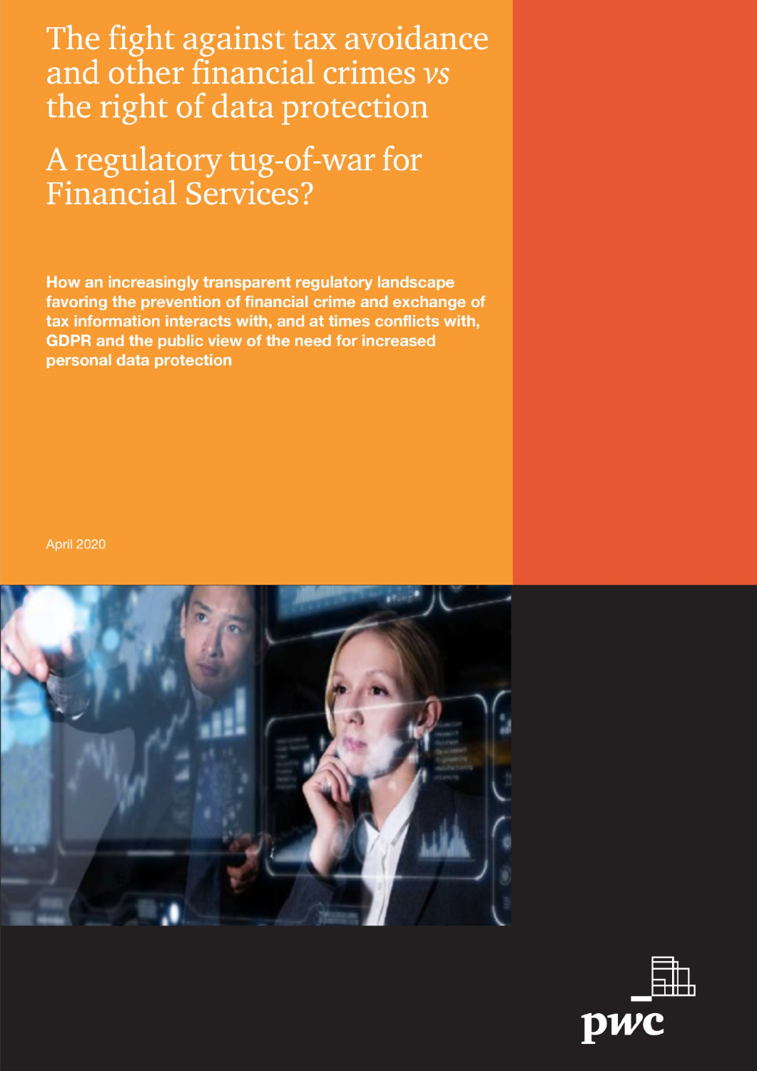# The fight against tax avoidance and other financial crimes *vs* the right of data protection

## A regulatory tug-of-war for Financial Services?

**How an increasingly transparent regulatory landscape favoring the prevention of financial crime and exchange of tax information interacts with, and at times conflicts with, GDPR and the public view of the need for increased personal data protection**

April 2020

pwc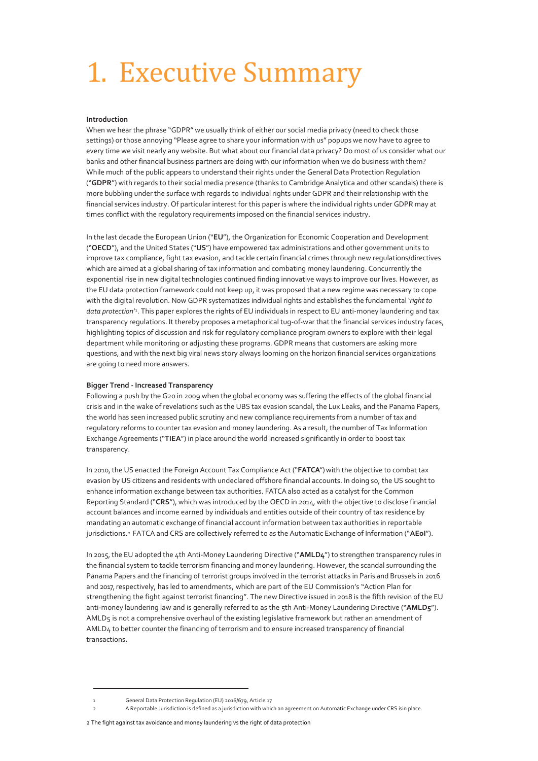# 1. Executive Summary

**Introduction**

When we hear the phrase "GDPR" we usually think of either our social media privacy (need to check those settings) or those annoying "Please agree to share your information with us" popups we now have to agree to every time we visit nearly any website. But what about our financial data privacy? Do most of us consider what our banks and other financial business partners are doing with our information when we do business with them? While much of the public appears to understand their rights under the General Data Protection Regulation ("**GDPR**") with regards to their social media presence (thanks to Cambridge Analytica and other scandals) there is more bubbling under the surface with regards to individual rights under GDPR and their relationship with the financial services industry. Of particular interest for this paper is where the individual rights under GDPR may at times conflict with the regulatory requirements imposed on the financial services industry.

In the last decade the European Union ("**EU**"), the Organization for Economic Cooperation and Development ("**OECD**"), and the United States ("**US**") have empowered tax administrations and other government units to improve tax compliance, fight tax evasion, and tackle certain financial crimes through new regulations/directives which are aimed at a global sharing of tax information and combating money laundering. Concurrently the exponential rise in new digital technologies continued finding innovative ways to improve our lives. However, as the EU data protection framework could not keep up, it was proposed that a new regime was necessary to cope with the digital revolution. Now GDPR systematizes individual rights and establishes the fundamental '*right to data protection*'[1]. This paper explores the rights of EU individuals in respect to EU anti-money laundering and tax transparency regulations. It thereby proposes a metaphorical tug-of-war that the financial services industry faces, highlighting topics of discussion and risk for regulatory compliance program owners to explore with their legal department while monitoring or adjusting these programs. GDPR means that customers are asking more questions, and with the next big viral news story always looming on the horizon financial services organizations are going to need more answers.

**Bigger Trend - Increased Transparency**

Following a push by the G20 in 2009 when the global economy was suffering the effects of the global financial crisis and in the wake of revelations such as the UBS tax evasion scandal, the Lux Leaks, and the Panama Papers, the world has seen increased public scrutiny and new compliance requirements from a number of tax and regulatory reforms to counter tax evasion and money laundering. As a result, the number of Tax Information Exchange Agreements ("**TIEA**") in place around the world increased significantly in order to boost tax transparency.

In 2010, the US enacted the Foreign Account Tax Compliance Act ("**FATCA**") with the objective to combat tax evasion by US citizens and residents with undeclared offshore financial accounts. In doing so, the US sought to enhance information exchange between tax authorities. FATCA also acted as a catalyst for the Common Reporting Standard ("**CRS**"), which was introduced by the OECD in 2014, with the objective to disclose financial account balances and income earned by individuals and entities outside of their country of tax residence by mandating an automatic exchange of financial account information between tax authorities in reportable jurisdictions.[2] FATCA and CRS are collectively referred to as the Automatic Exchange of Information ("**AEoI**").

In 2015, the EU adopted the 4th Anti-Money Laundering Directive ("**AMLD4**") to strengthen transparency rules in the financial system to tackle terrorism financing and money laundering. However, the scandal surrounding the Panama Papers and the financing of terrorist groups involved in the terrorist attacks in Paris and Brussels in 2016 and 2017, respectively, has led to amendments, which are part of the EU Commission's "Action Plan for strengthening the fight against terrorist financing". The new Directive issued in 2018 is the fifth revision of the EU anti-money laundering law and is generally referred to as the 5th Anti-Money Laundering Directive ("**AMLD5**"). AMLD5 is not a comprehensive overhaul of the existing legislative framework but rather an amendment of AMLD4 to better counter the financing of terrorism and to ensure increased transparency of financial transactions.

[1] General Data Protection Regulation (EU) 2016/679, Article 17

[2] A Reportable Jurisdiction is defined as a jurisdiction with which an agreement on Automatic Exchange under CRS is in place.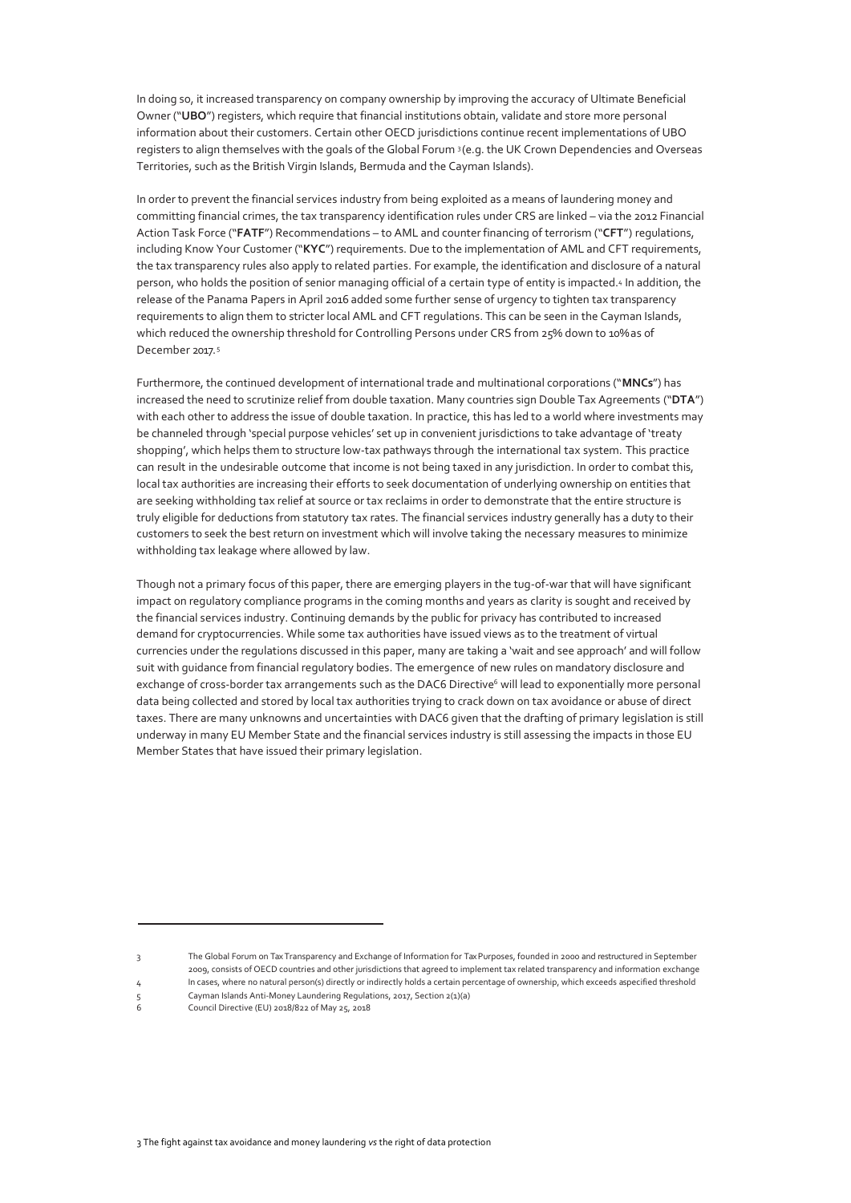In doing so, it increased transparency on company ownership by improving the accuracy of Ultimate Beneficial Owner ("**UBO**") registers, which require that financial institutions obtain, validate and store more personal information about their customers. Certain other OECD jurisdictions continue recent implementations of UBO registers to align themselves with the goals of the Global Forum [3] (e.g. the UK Crown Dependencies and Overseas Territories, such as the British Virgin Islands, Bermuda and the Cayman Islands).

In order to prevent the financial services industry from being exploited as a means of laundering money and committing financial crimes, the tax transparency identification rules under CRS are linked – via the 2012 Financial Action Task Force ("**FATF**") Recommendations – to AML and counter financing of terrorism ("**CFT**") regulations, including Know Your Customer ("**KYC**") requirements. Due to the implementation of AML and CFT requirements, the tax transparency rules also apply to related parties. For example, the identification and disclosure of a natural person, who holds the position of senior managing official of a certain type of entity is impacted.[4] In addition, the release of the Panama Papers in April 2016 added some further sense of urgency to tighten tax transparency requirements to align them to stricter local AML and CFT regulations. This can be seen in the Cayman Islands, which reduced the ownership threshold for Controlling Persons under CRS from 25% down to 10% as of December 2017.[5]

Furthermore, the continued development of international trade and multinational corporations ("**MNCs**") has increased the need to scrutinize relief from double taxation. Many countries sign Double Tax Agreements ("**DTA**") with each other to address the issue of double taxation. In practice, this has led to a world where investments may be channeled through 'special purpose vehicles' set up in convenient jurisdictions to take advantage of 'treaty shopping', which helps them to structure low-tax pathways through the international tax system. This practice can result in the undesirable outcome that income is not being taxed in any jurisdiction. In order to combat this, local tax authorities are increasing their efforts to seek documentation of underlying ownership on entities that are seeking withholding tax relief at source or tax reclaims in order to demonstrate that the entire structure is truly eligible for deductions from statutory tax rates. The financial services industry generally has a duty to their customers to seek the best return on investment which will involve taking the necessary measures to minimize withholding tax leakage where allowed by law.

Though not a primary focus of this paper, there are emerging players in the tug-of-war that will have significant impact on regulatory compliance programs in the coming months and years as clarity is sought and received by the financial services industry. Continuing demands by the public for privacy has contributed to increased demand for cryptocurrencies. While some tax authorities have issued views as to the treatment of virtual currencies under the regulations discussed in this paper, many are taking a 'wait and see approach' and will follow suit with guidance from financial regulatory bodies. The emergence of new rules on mandatory disclosure and exchange of cross-border tax arrangements such as the DAC6 Directive[6] will lead to exponentially more personal data being collected and stored by local tax authorities trying to crack down on tax avoidance or abuse of direct taxes. There are many unknowns and uncertainties with DAC6 given that the drafting of primary legislation is still underway in many EU Member State and the financial services industry is still assessing the impacts in those EU Member States that have issued their primary legislation.

---

[3] The Global Forum on Tax Transparency and Exchange of Information for Tax Purposes, founded in 2000 and restructured in September 2009, consists of OECD countries and other jurisdictions that agreed to implement tax related transparency and information exchange

[4] In cases, where no natural person(s) directly or indirectly holds a certain percentage of ownership, which exceeds aspecified threshold

[5] Cayman Islands Anti-Money Laundering Regulations, 2017, Section 2(1)(a)

[6] Council Directive (EU) 2018/822 of May 25, 2018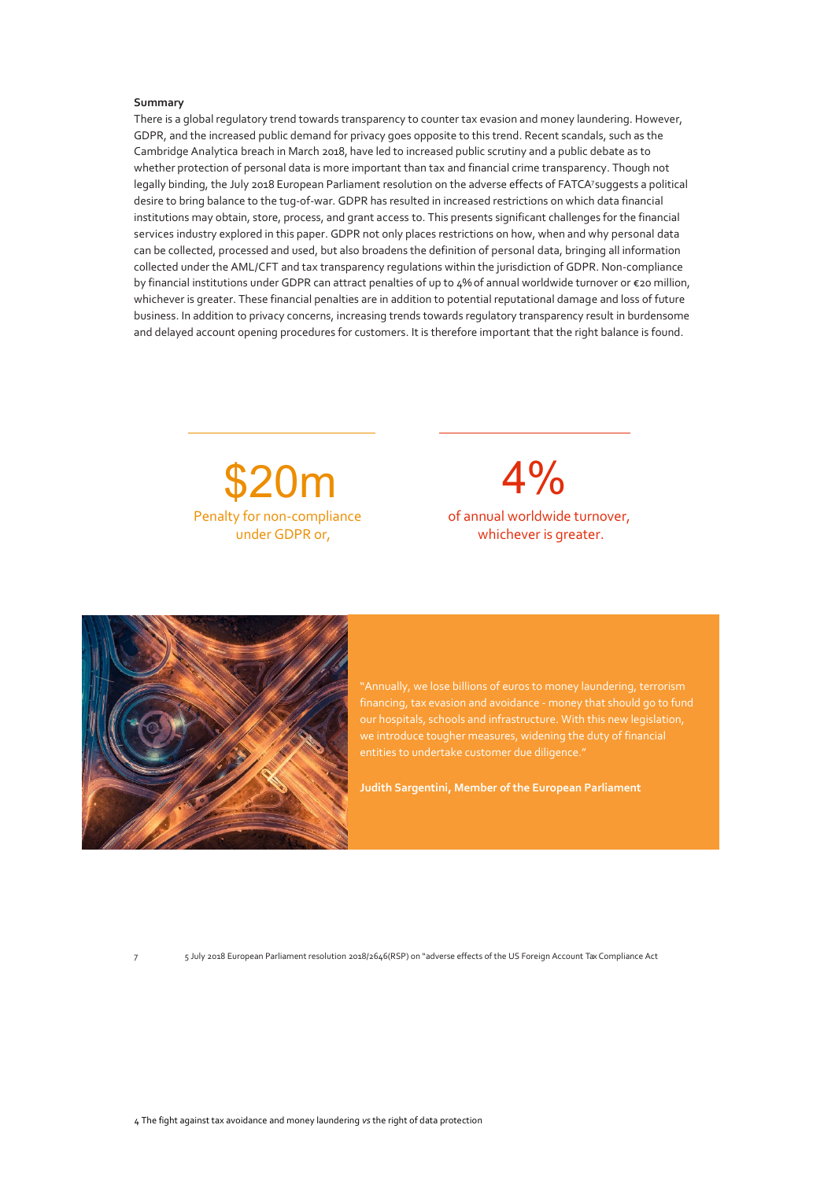**Summary**

There is a global regulatory trend towards transparency to counter tax evasion and money laundering. However, GDPR, and the increased public demand for privacy goes opposite to this trend. Recent scandals, such as the Cambridge Analytica breach in March 2018, have led to increased public scrutiny and a public debate as to whether protection of personal data is more important than tax and financial crime transparency. Though not legally binding, the July 2018 European Parliament resolution on the adverse effects of FATCA[7] suggests a political desire to bring balance to the tug-of-war. GDPR has resulted in increased restrictions on which data financial institutions may obtain, store, process, and grant access to. This presents significant challenges for the financial services industry explored in this paper. GDPR not only places restrictions on how, when and why personal data can be collected, processed and used, but also broadens the definition of personal data, bringing all information collected under the AML/CFT and tax transparency regulations within the jurisdiction of GDPR. Non-compliance by financial institutions under GDPR can attract penalties of up to 4% of annual worldwide turnover or €20 million, whichever is greater. These financial penalties are in addition to potential reputational damage and loss of future business. In addition to privacy concerns, increasing trends towards regulatory transparency result in burdensome and delayed account opening procedures for customers. It is therefore important that the right balance is found.

**$20m**
Penalty for non-compliance under GDPR or,

**4%**
of annual worldwide turnover, whichever is greater.

"Annually, we lose billions of euros to money laundering, terrorism financing, tax evasion and avoidance - money that should go to fund our hospitals, schools and infrastructure. With this new legislation, we introduce tougher measures, widening the duty of financial entities to undertake customer due diligence."

**Judith Sargentini, Member of the European Parliament**

[7] 5 July 2018 European Parliament resolution 2018/2646(RSP) on "adverse effects of the US Foreign Account Tax Compliance Act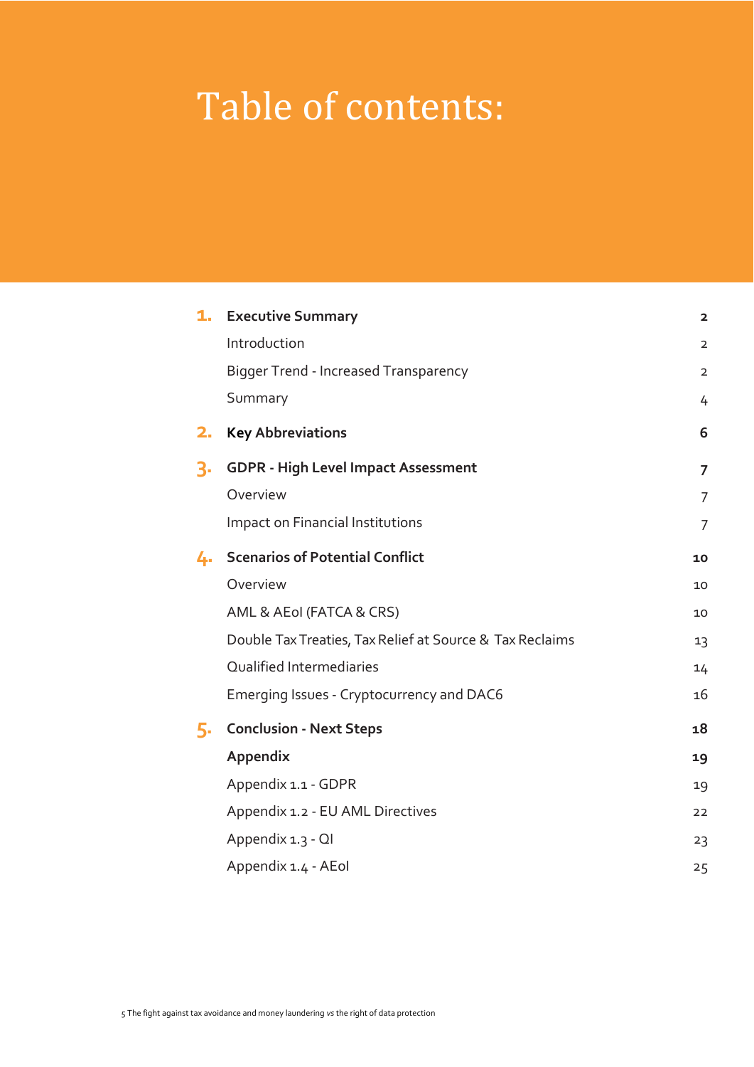# Table of contents:

| | | |
|---|---|---|
| **1.** | **Executive Summary** | **2** |
| | Introduction | 2 |
| | Bigger Trend - Increased Transparency | 2 |
| | Summary | 4 |
| **2.** | **Key Abbreviations** | **6** |
| **3.** | **GDPR - High Level Impact Assessment** | **7** |
| | Overview | 7 |
| | Impact on Financial Institutions | 7 |
| **4.** | **Scenarios of Potential Conflict** | **10** |
| | Overview | 10 |
| | AML & AEoI (FATCA & CRS) | 10 |
| | Double Tax Treaties, Tax Relief at Source & Tax Reclaims | 13 |
| | Qualified Intermediaries | 14 |
| | Emerging Issues - Cryptocurrency and DAC6 | 16 |
| **5.** | **Conclusion - Next Steps** | **18** |
| | **Appendix** | **19** |
| | Appendix 1.1 - GDPR | 19 |
| | Appendix 1.2 - EU AML Directives | 22 |
| | Appendix 1.3 - QI | 23 |
| | Appendix 1.4 - AEoI | 25 |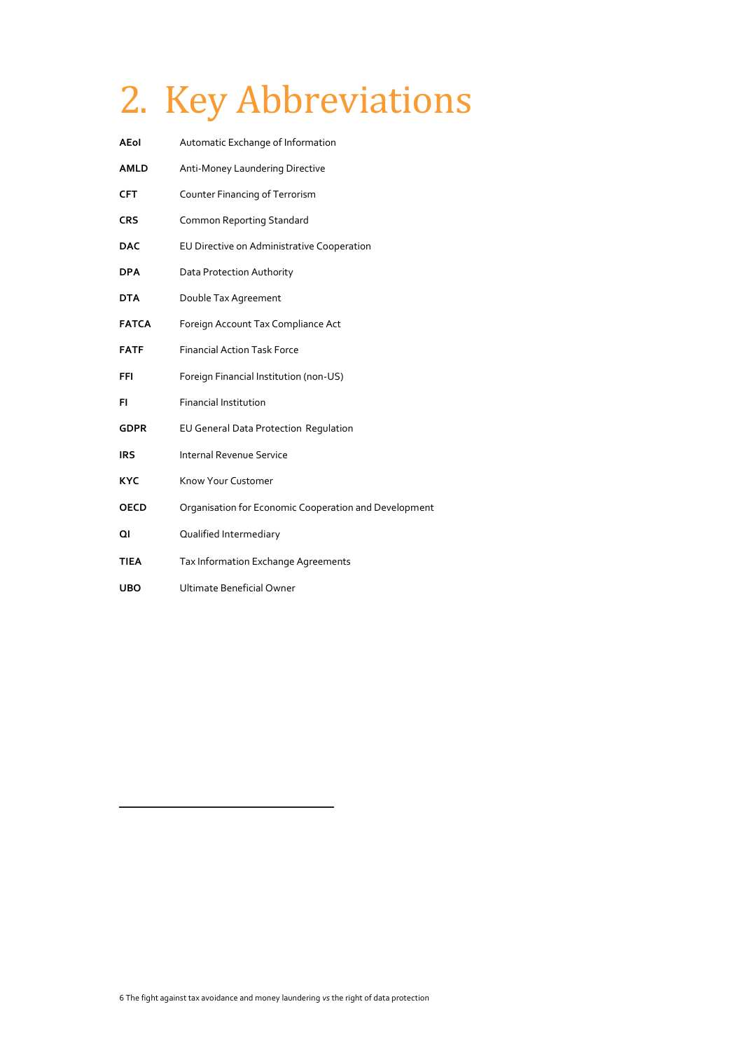# 2. Key Abbreviations

| | |
|---|---|
| **AEoI** | Automatic Exchange of Information |
| **AMLD** | Anti-Money Laundering Directive |
| **CFT** | Counter Financing of Terrorism |
| **CRS** | Common Reporting Standard |
| **DAC** | EU Directive on Administrative Cooperation |
| **DPA** | Data Protection Authority |
| **DTA** | Double Tax Agreement |
| **FATCA** | Foreign Account Tax Compliance Act |
| **FATF** | Financial Action Task Force |
| **FFI** | Foreign Financial Institution (non-US) |
| **FI** | Financial Institution |
| **GDPR** | EU General Data Protection Regulation |
| **IRS** | Internal Revenue Service |
| **KYC** | Know Your Customer |
| **OECD** | Organisation for Economic Cooperation and Development |
| **QI** | Qualified Intermediary |
| **TIEA** | Tax Information Exchange Agreements |
| **UBO** | Ultimate Beneficial Owner |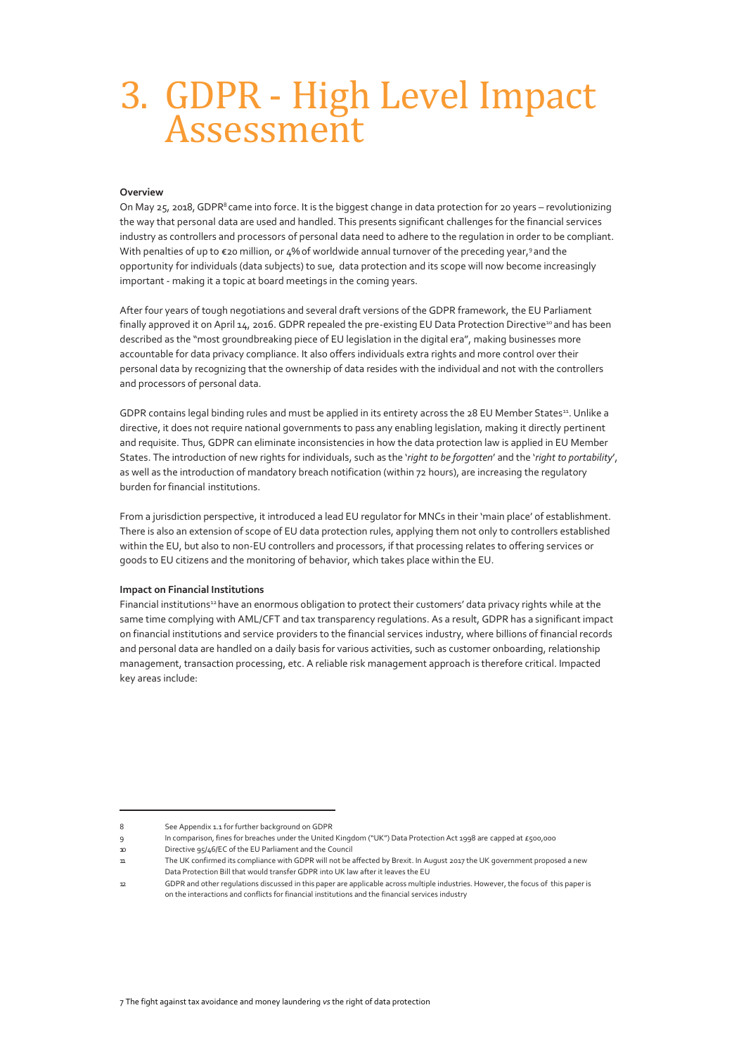# 3. GDPR - High Level Impact Assessment

**Overview**

On May 25, 2018, GDPR[8] came into force. It is the biggest change in data protection for 20 years – revolutionizing the way that personal data are used and handled. This presents significant challenges for the financial services industry as controllers and processors of personal data need to adhere to the regulation in order to be compliant. With penalties of up to €20 million, or 4% of worldwide annual turnover of the preceding year,[9] and the opportunity for individuals (data subjects) to sue, data protection and its scope will now become increasingly important - making it a topic at board meetings in the coming years.

After four years of tough negotiations and several draft versions of the GDPR framework, the EU Parliament finally approved it on April 14, 2016. GDPR repealed the pre-existing EU Data Protection Directive[10] and has been described as the "most groundbreaking piece of EU legislation in the digital era", making businesses more accountable for data privacy compliance. It also offers individuals extra rights and more control over their personal data by recognizing that the ownership of data resides with the individual and not with the controllers and processors of personal data.

GDPR contains legal binding rules and must be applied in its entirety across the 28 EU Member States[11]. Unlike a directive, it does not require national governments to pass any enabling legislation, making it directly pertinent and requisite. Thus, GDPR can eliminate inconsistencies in how the data protection law is applied in EU Member States. The introduction of new rights for individuals, such as the '*right to be forgotten*' and the '*right to portability*', as well as the introduction of mandatory breach notification (within 72 hours), are increasing the regulatory burden for financial institutions.

From a jurisdiction perspective, it introduced a lead EU regulator for MNCs in their 'main place' of establishment. There is also an extension of scope of EU data protection rules, applying them not only to controllers established within the EU, but also to non-EU controllers and processors, if that processing relates to offering services or goods to EU citizens and the monitoring of behavior, which takes place within the EU.

**Impact on Financial Institutions**

Financial institutions[12] have an enormous obligation to protect their customers' data privacy rights while at the same time complying with AML/CFT and tax transparency regulations. As a result, GDPR has a significant impact on financial institutions and service providers to the financial services industry, where billions of financial records and personal data are handled on a daily basis for various activities, such as customer onboarding, relationship management, transaction processing, etc. A reliable risk management approach is therefore critical. Impacted key areas include:

---

8 See Appendix 1.1 for further background on GDPR

9 In comparison, fines for breaches under the United Kingdom ("UK") Data Protection Act 1998 are capped at £500,000

10 Directive 95/46/EC of the EU Parliament and the Council

11 The UK confirmed its compliance with GDPR will not be affected by Brexit. In August 2017 the UK government proposed a new Data Protection Bill that would transfer GDPR into UK law after it leaves the EU

12 GDPR and other regulations discussed in this paper are applicable across multiple industries. However, the focus of this paper is on the interactions and conflicts for financial institutions and the financial services industry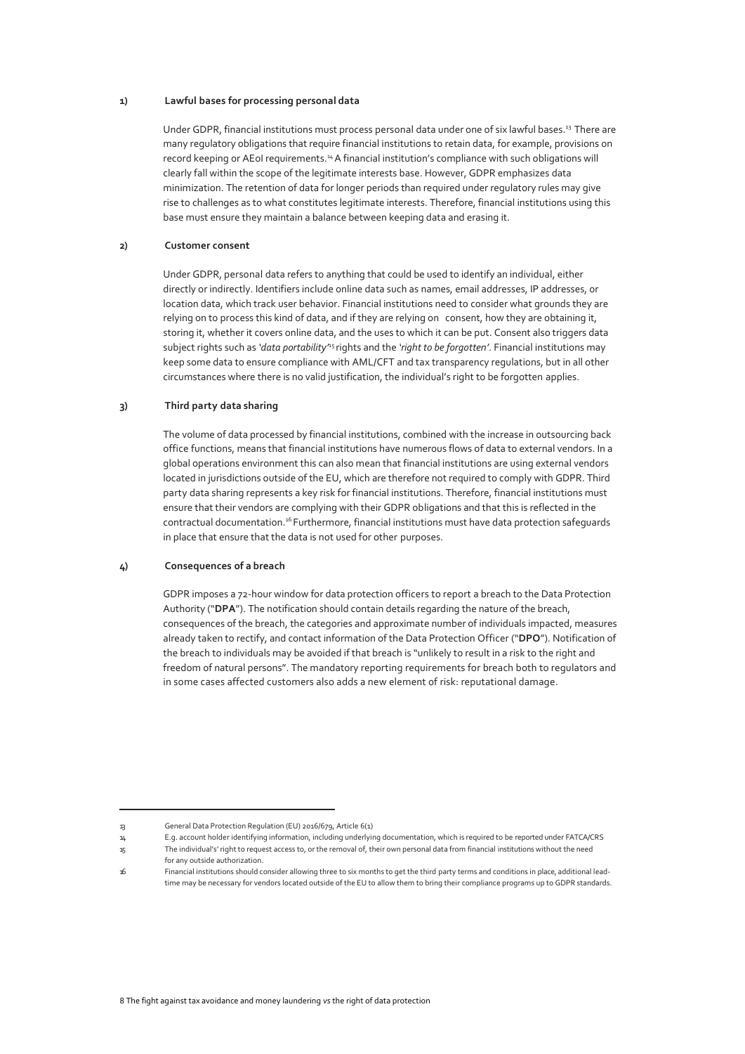**1) Lawful bases for processing personal data**

Under GDPR, financial institutions must process personal data under one of six lawful bases.[13] There are many regulatory obligations that require financial institutions to retain data, for example, provisions on record keeping or AEoI requirements.[14] A financial institution's compliance with such obligations will clearly fall within the scope of the legitimate interests base. However, GDPR emphasizes data minimization. The retention of data for longer periods than required under regulatory rules may give rise to challenges as to what constitutes legitimate interests. Therefore, financial institutions using this base must ensure they maintain a balance between keeping data and erasing it.

**2) Customer consent**

Under GDPR, personal data refers to anything that could be used to identify an individual, either directly or indirectly. Identifiers include online data such as names, email addresses, IP addresses, or location data, which track user behavior. Financial institutions need to consider what grounds they are relying on to process this kind of data, and if they are relying on consent, how they are obtaining it, storing it, whether it covers online data, and the uses to which it can be put. Consent also triggers data subject rights such as *'data portability'*[15] rights and the *'right to be forgotten'*. Financial institutions may keep some data to ensure compliance with AML/CFT and tax transparency regulations, but in all other circumstances where there is no valid justification, the individual's right to be forgotten applies.

**3) Third party data sharing**

The volume of data processed by financial institutions, combined with the increase in outsourcing back office functions, means that financial institutions have numerous flows of data to external vendors. In a global operations environment this can also mean that financial institutions are using external vendors located in jurisdictions outside of the EU, which are therefore not required to comply with GDPR. Third party data sharing represents a key risk for financial institutions. Therefore, financial institutions must ensure that their vendors are complying with their GDPR obligations and that this is reflected in the contractual documentation.[16] Furthermore, financial institutions must have data protection safeguards in place that ensure that the data is not used for other purposes.

**4) Consequences of a breach**

GDPR imposes a 72-hour window for data protection officers to report a breach to the Data Protection Authority ("**DPA**"). The notification should contain details regarding the nature of the breach, consequences of the breach, the categories and approximate number of individuals impacted, measures already taken to rectify, and contact information of the Data Protection Officer ("**DPO**"). Notification of the breach to individuals may be avoided if that breach is "unlikely to result in a risk to the right and freedom of natural persons". The mandatory reporting requirements for breach both to regulators and in some cases affected customers also adds a new element of risk: reputational damage.

---

13 General Data Protection Regulation (EU) 2016/679, Article 6(1)

14 E.g. account holder identifying information, including underlying documentation, which is required to be reported under FATCA/CRS

15 The individual's' right to request access to, or the removal of, their own personal data from financial institutions without the need for any outside authorization.

16 Financial institutions should consider allowing three to six months to get the third party terms and conditions in place, additional lead-time may be necessary for vendors located outside of the EU to allow them to bring their compliance programs up to GDPR standards.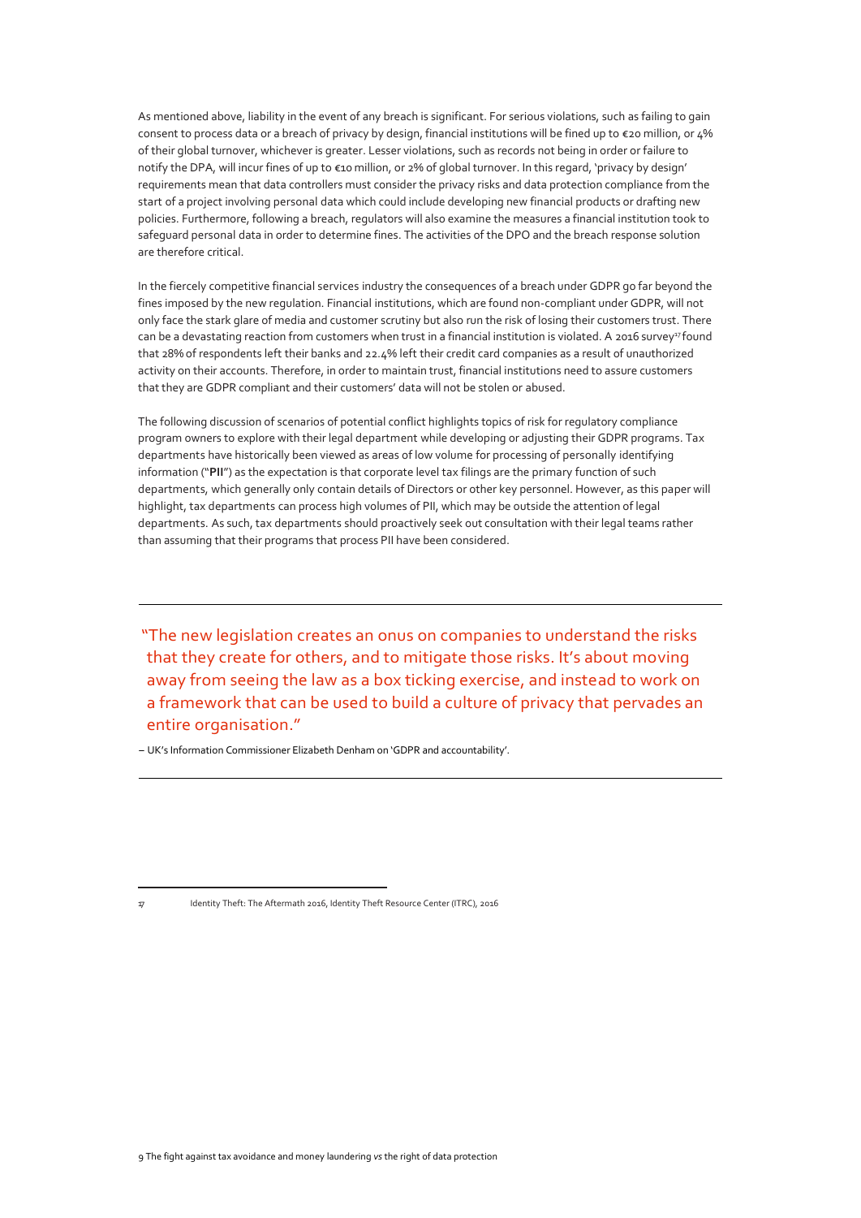As mentioned above, liability in the event of any breach is significant. For serious violations, such as failing to gain consent to process data or a breach of privacy by design, financial institutions will be fined up to €20 million, or 4% of their global turnover, whichever is greater. Lesser violations, such as records not being in order or failure to notify the DPA, will incur fines of up to €10 million, or 2% of global turnover. In this regard, 'privacy by design' requirements mean that data controllers must consider the privacy risks and data protection compliance from the start of a project involving personal data which could include developing new financial products or drafting new policies. Furthermore, following a breach, regulators will also examine the measures a financial institution took to safeguard personal data in order to determine fines. The activities of the DPO and the breach response solution are therefore critical.

In the fiercely competitive financial services industry the consequences of a breach under GDPR go far beyond the fines imposed by the new regulation. Financial institutions, which are found non-compliant under GDPR, will not only face the stark glare of media and customer scrutiny but also run the risk of losing their customers trust. There can be a devastating reaction from customers when trust in a financial institution is violated. A 2016 survey[17] found that 28% of respondents left their banks and 22.4% left their credit card companies as a result of unauthorized activity on their accounts. Therefore, in order to maintain trust, financial institutions need to assure customers that they are GDPR compliant and their customers' data will not be stolen or abused.

The following discussion of scenarios of potential conflict highlights topics of risk for regulatory compliance program owners to explore with their legal department while developing or adjusting their GDPR programs. Tax departments have historically been viewed as areas of low volume for processing of personally identifying information ("**PII**") as the expectation is that corporate level tax filings are the primary function of such departments, which generally only contain details of Directors or other key personnel. However, as this paper will highlight, tax departments can process high volumes of PII, which may be outside the attention of legal departments. As such, tax departments should proactively seek out consultation with their legal teams rather than assuming that their programs that process PII have been considered.

---

> "The new legislation creates an onus on companies to understand the risks that they create for others, and to mitigate those risks. It's about moving away from seeing the law as a box ticking exercise, and instead to work on a framework that can be used to build a culture of privacy that pervades an entire organisation."

– UK's Information Commissioner Elizabeth Denham on 'GDPR and accountability'.

---

[17] Identity Theft: The Aftermath 2016, Identity Theft Resource Center (ITRC), 2016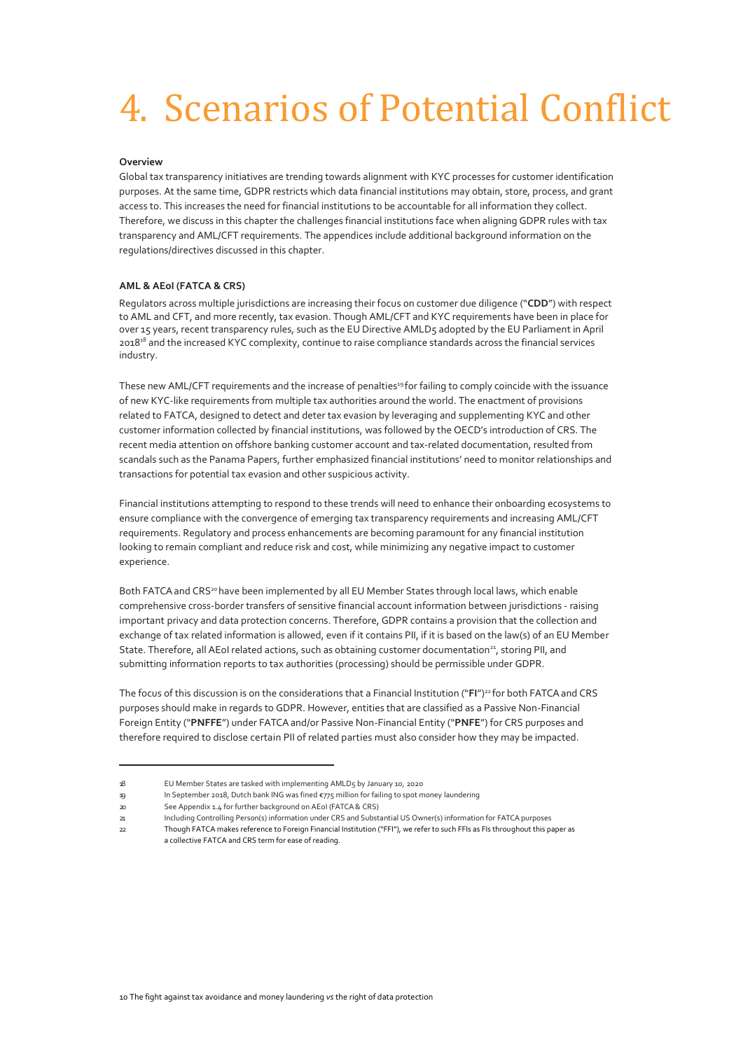# 4. Scenarios of Potential Conflict

**Overview**

Global tax transparency initiatives are trending towards alignment with KYC processes for customer identification purposes. At the same time, GDPR restricts which data financial institutions may obtain, store, process, and grant access to. This increases the need for financial institutions to be accountable for all information they collect. Therefore, we discuss in this chapter the challenges financial institutions face when aligning GDPR rules with tax transparency and AML/CFT requirements. The appendices include additional background information on the regulations/directives discussed in this chapter.

**AML & AEoI (FATCA & CRS)**

Regulators across multiple jurisdictions are increasing their focus on customer due diligence ("**CDD**") with respect to AML and CFT, and more recently, tax evasion. Though AML/CFT and KYC requirements have been in place for over 15 years, recent transparency rules, such as the EU Directive AMLD5 adopted by the EU Parliament in April 2018[18] and the increased KYC complexity, continue to raise compliance standards across the financial services industry.

These new AML/CFT requirements and the increase of penalties[19] for failing to comply coincide with the issuance of new KYC-like requirements from multiple tax authorities around the world. The enactment of provisions related to FATCA, designed to detect and deter tax evasion by leveraging and supplementing KYC and other customer information collected by financial institutions, was followed by the OECD's introduction of CRS. The recent media attention on offshore banking customer account and tax-related documentation, resulted from scandals such as the Panama Papers, further emphasized financial institutions' need to monitor relationships and transactions for potential tax evasion and other suspicious activity.

Financial institutions attempting to respond to these trends will need to enhance their onboarding ecosystems to ensure compliance with the convergence of emerging tax transparency requirements and increasing AML/CFT requirements. Regulatory and process enhancements are becoming paramount for any financial institution looking to remain compliant and reduce risk and cost, while minimizing any negative impact to customer experience.

Both FATCA and CRS[20] have been implemented by all EU Member States through local laws, which enable comprehensive cross-border transfers of sensitive financial account information between jurisdictions - raising important privacy and data protection concerns. Therefore, GDPR contains a provision that the collection and exchange of tax related information is allowed, even if it contains PII, if it is based on the law(s) of an EU Member State. Therefore, all AEoI related actions, such as obtaining customer documentation[21], storing PII, and submitting information reports to tax authorities (processing) should be permissible under GDPR.

The focus of this discussion is on the considerations that a Financial Institution ("**FI**")[22] for both FATCA and CRS purposes should make in regards to GDPR. However, entities that are classified as a Passive Non-Financial Foreign Entity ("**PNFFE**") under FATCA and/or Passive Non-Financial Entity ("**PNFE**") for CRS purposes and therefore required to disclose certain PII of related parties must also consider how they may be impacted.

---

18 EU Member States are tasked with implementing AMLD5 by January 10, 2020

19 In September 2018, Dutch bank ING was fined €775 million for failing to spot money laundering

20 See Appendix 1.4 for further background on AEoI (FATCA & CRS)

21 Including Controlling Person(s) information under CRS and Substantial US Owner(s) information for FATCA purposes

22 Though FATCA makes reference to Foreign Financial Institution ("FFI"), we refer to such FFIs as FIs throughout this paper as a collective FATCA and CRS term for ease of reading.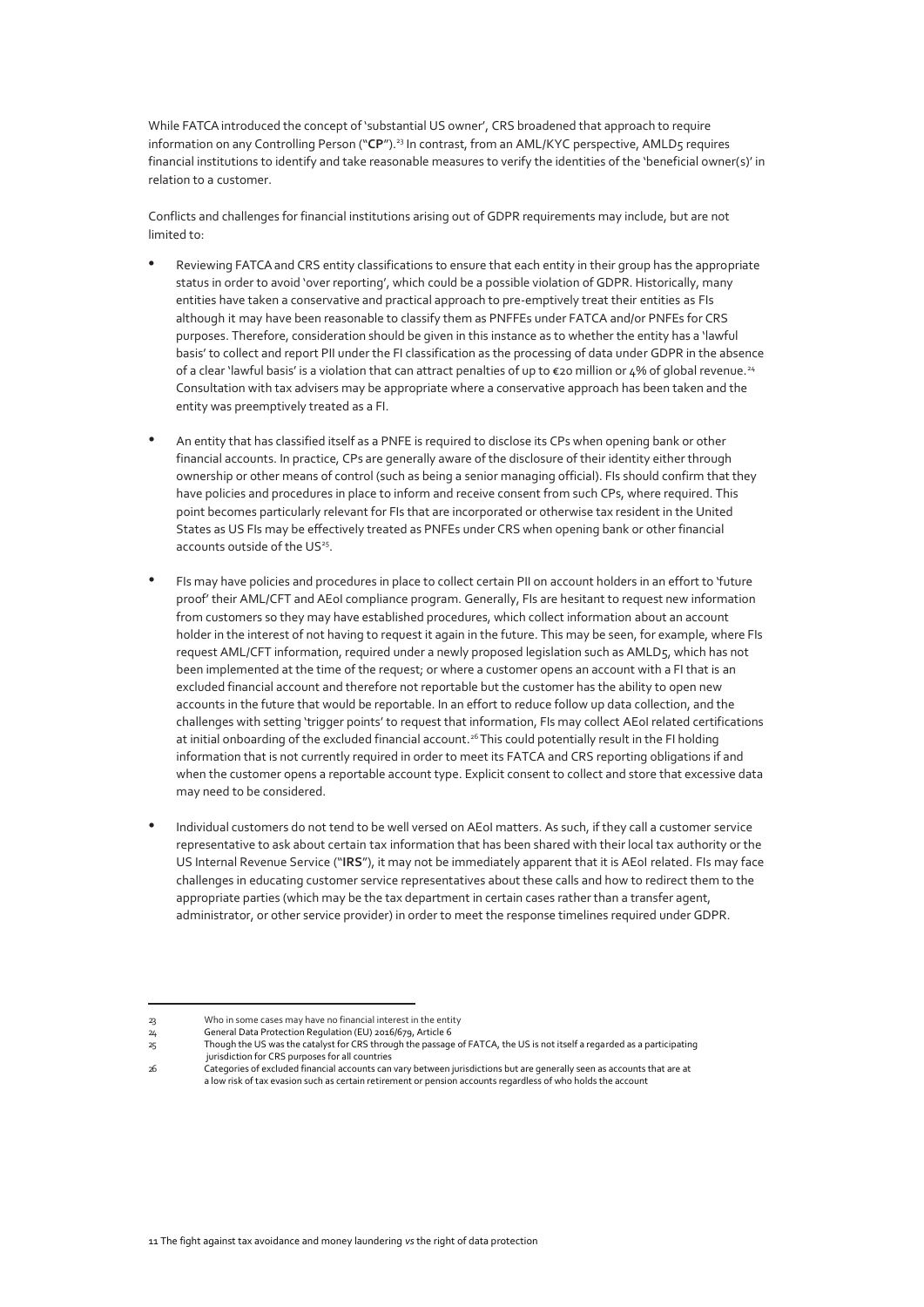While FATCA introduced the concept of 'substantial US owner', CRS broadened that approach to require information on any Controlling Person ("**CP**").[23] In contrast, from an AML/KYC perspective, AMLD5 requires financial institutions to identify and take reasonable measures to verify the identities of the 'beneficial owner(s)' in relation to a customer.

Conflicts and challenges for financial institutions arising out of GDPR requirements may include, but are not limited to:

- Reviewing FATCA and CRS entity classifications to ensure that each entity in their group has the appropriate status in order to avoid 'over reporting', which could be a possible violation of GDPR. Historically, many entities have taken a conservative and practical approach to pre-emptively treat their entities as FIs although it may have been reasonable to classify them as PNFFEs under FATCA and/or PNFEs for CRS purposes. Therefore, consideration should be given in this instance as to whether the entity has a 'lawful basis' to collect and report PII under the FI classification as the processing of data under GDPR in the absence of a clear 'lawful basis' is a violation that can attract penalties of up to €20 million or 4% of global revenue.[24] Consultation with tax advisers may be appropriate where a conservative approach has been taken and the entity was preemptively treated as a FI.

- An entity that has classified itself as a PNFE is required to disclose its CPs when opening bank or other financial accounts. In practice, CPs are generally aware of the disclosure of their identity either through ownership or other means of control (such as being a senior managing official). FIs should confirm that they have policies and procedures in place to inform and receive consent from such CPs, where required. This point becomes particularly relevant for FIs that are incorporated or otherwise tax resident in the United States as US FIs may be effectively treated as PNFEs under CRS when opening bank or other financial accounts outside of the US[25].

- FIs may have policies and procedures in place to collect certain PII on account holders in an effort to 'future proof' their AML/CFT and AEoI compliance program. Generally, FIs are hesitant to request new information from customers so they may have established procedures, which collect information about an account holder in the interest of not having to request it again in the future. This may be seen, for example, where FIs request AML/CFT information, required under a newly proposed legislation such as AMLD5, which has not been implemented at the time of the request; or where a customer opens an account with a FI that is an excluded financial account and therefore not reportable but the customer has the ability to open new accounts in the future that would be reportable. In an effort to reduce follow up data collection, and the challenges with setting 'trigger points' to request that information, FIs may collect AEoI related certifications at initial onboarding of the excluded financial account.[26] This could potentially result in the FI holding information that is not currently required in order to meet its FATCA and CRS reporting obligations if and when the customer opens a reportable account type. Explicit consent to collect and store that excessive data may need to be considered.

- Individual customers do not tend to be well versed on AEoI matters. As such, if they call a customer service representative to ask about certain tax information that has been shared with their local tax authority or the US Internal Revenue Service ("**IRS**"), it may not be immediately apparent that it is AEoI related. FIs may face challenges in educating customer service representatives about these calls and how to redirect them to the appropriate parties (which may be the tax department in certain cases rather than a transfer agent, administrator, or other service provider) in order to meet the response timelines required under GDPR.

---

[23] Who in some cases may have no financial interest in the entity

[24] General Data Protection Regulation (EU) 2016/679, Article 6

[25] Though the US was the catalyst for CRS through the passage of FATCA, the US is not itself a regarded as a participating jurisdiction for CRS purposes for all countries

[26] Categories of excluded financial accounts can vary between jurisdictions but are generally seen as accounts that are at a low risk of tax evasion such as certain retirement or pension accounts regardless of who holds the account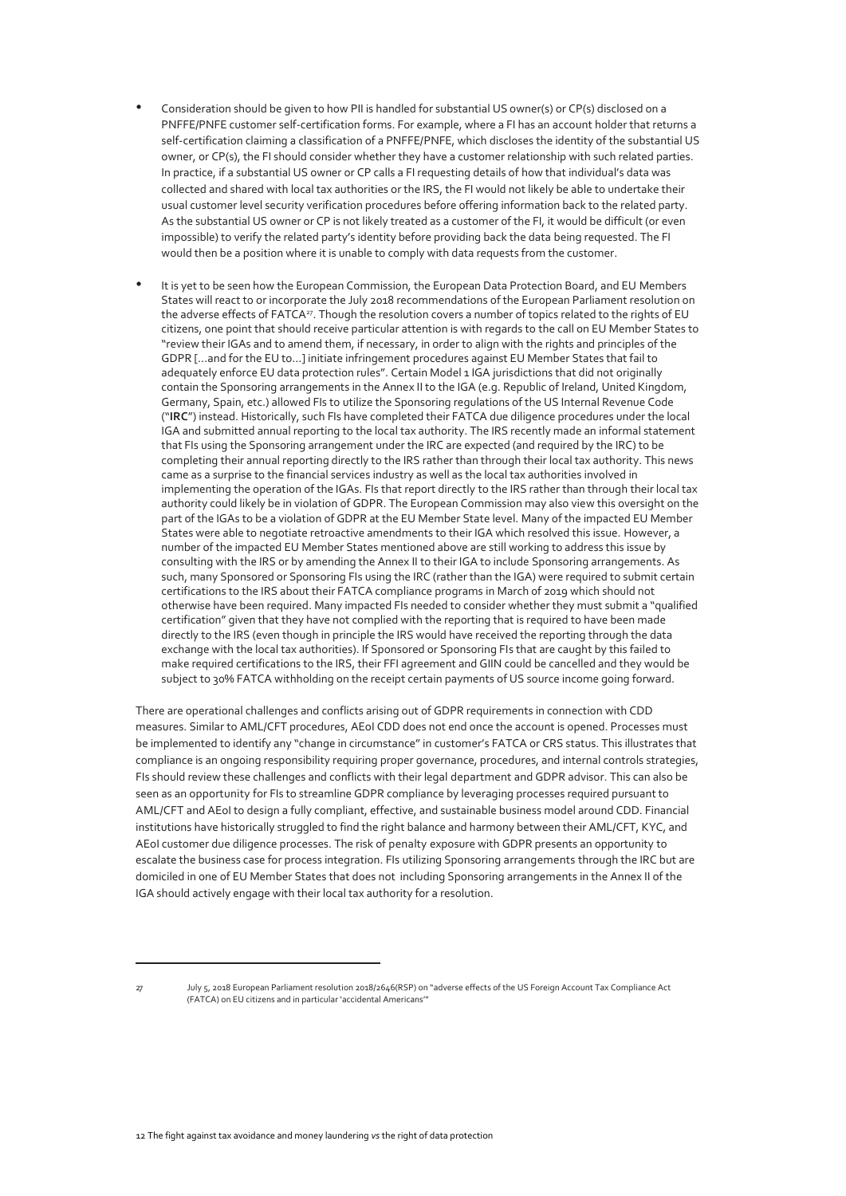- Consideration should be given to how PII is handled for substantial US owner(s) or CP(s) disclosed on a PNFFE/PNFE customer self-certification forms. For example, where a FI has an account holder that returns a self-certification claiming a classification of a PNFFE/PNFE, which discloses the identity of the substantial US owner, or CP(s), the FI should consider whether they have a customer relationship with such related parties. In practice, if a substantial US owner or CP calls a FI requesting details of how that individual's data was collected and shared with local tax authorities or the IRS, the FI would not likely be able to undertake their usual customer level security verification procedures before offering information back to the related party. As the substantial US owner or CP is not likely treated as a customer of the FI, it would be difficult (or even impossible) to verify the related party's identity before providing back the data being requested. The FI would then be a position where it is unable to comply with data requests from the customer.

- It is yet to be seen how the European Commission, the European Data Protection Board, and EU Members States will react to or incorporate the July 2018 recommendations of the European Parliament resolution on the adverse effects of FATCA[27]. Though the resolution covers a number of topics related to the rights of EU citizens, one point that should receive particular attention is with regards to the call on EU Member States to "review their IGAs and to amend them, if necessary, in order to align with the rights and principles of the GDPR [...and for the EU to...] initiate infringement procedures against EU Member States that fail to adequately enforce EU data protection rules". Certain Model 1 IGA jurisdictions that did not originally contain the Sponsoring arrangements in the Annex II to the IGA (e.g. Republic of Ireland, United Kingdom, Germany, Spain, etc.) allowed FIs to utilize the Sponsoring regulations of the US Internal Revenue Code ("**IRC**") instead. Historically, such FIs have completed their FATCA due diligence procedures under the local IGA and submitted annual reporting to the local tax authority. The IRS recently made an informal statement that FIs using the Sponsoring arrangement under the IRC are expected (and required by the IRC) to be completing their annual reporting directly to the IRS rather than through their local tax authority. This news came as a surprise to the financial services industry as well as the local tax authorities involved in implementing the operation of the IGAs. FIs that report directly to the IRS rather than through their local tax authority could likely be in violation of GDPR. The European Commission may also view this oversight on the part of the IGAs to be a violation of GDPR at the EU Member State level. Many of the impacted EU Member States were able to negotiate retroactive amendments to their IGA which resolved this issue. However, a number of the impacted EU Member States mentioned above are still working to address this issue by consulting with the IRS or by amending the Annex II to their IGA to include Sponsoring arrangements. As such, many Sponsored or Sponsoring FIs using the IRC (rather than the IGA) were required to submit certain certifications to the IRS about their FATCA compliance programs in March of 2019 which should not otherwise have been required. Many impacted FIs needed to consider whether they must submit a "qualified certification" given that they have not complied with the reporting that is required to have been made directly to the IRS (even though in principle the IRS would have received the reporting through the data exchange with the local tax authorities). If Sponsored or Sponsoring FIs that are caught by this failed to make required certifications to the IRS, their FFI agreement and GIIN could be cancelled and they would be subject to 30% FATCA withholding on the receipt certain payments of US source income going forward.

There are operational challenges and conflicts arising out of GDPR requirements in connection with CDD measures. Similar to AML/CFT procedures, AEoI CDD does not end once the account is opened. Processes must be implemented to identify any "change in circumstance" in customer's FATCA or CRS status. This illustrates that compliance is an ongoing responsibility requiring proper governance, procedures, and internal controls strategies, FIs should review these challenges and conflicts with their legal department and GDPR advisor. This can also be seen as an opportunity for FIs to streamline GDPR compliance by leveraging processes required pursuant to AML/CFT and AEoI to design a fully compliant, effective, and sustainable business model around CDD. Financial institutions have historically struggled to find the right balance and harmony between their AML/CFT, KYC, and AEoI customer due diligence processes. The risk of penalty exposure with GDPR presents an opportunity to escalate the business case for process integration. FIs utilizing Sponsoring arrangements through the IRC but are domiciled in one of EU Member States that does not including Sponsoring arrangements in the Annex II of the IGA should actively engage with their local tax authority for a resolution.

---

[27] July 5, 2018 European Parliament resolution 2018/2646(RSP) on "adverse effects of the US Foreign Account Tax Compliance Act (FATCA) on EU citizens and in particular 'accidental Americans'"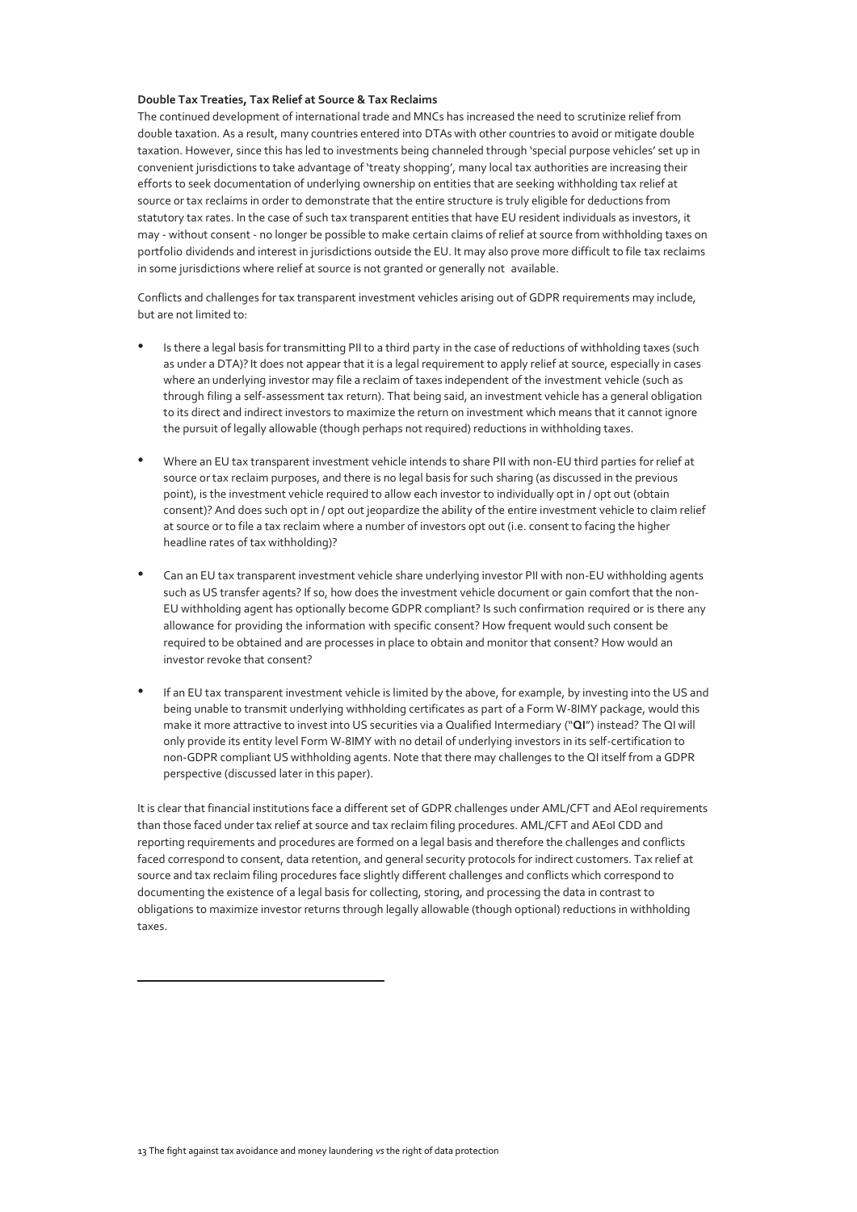**Double Tax Treaties, Tax Relief at Source & Tax Reclaims**

The continued development of international trade and MNCs has increased the need to scrutinize relief from double taxation. As a result, many countries entered into DTAs with other countries to avoid or mitigate double taxation. However, since this has led to investments being channeled through 'special purpose vehicles' set up in convenient jurisdictions to take advantage of 'treaty shopping', many local tax authorities are increasing their efforts to seek documentation of underlying ownership on entities that are seeking withholding tax relief at source or tax reclaims in order to demonstrate that the entire structure is truly eligible for deductions from statutory tax rates. In the case of such tax transparent entities that have EU resident individuals as investors, it may - without consent - no longer be possible to make certain claims of relief at source from withholding taxes on portfolio dividends and interest in jurisdictions outside the EU. It may also prove more difficult to file tax reclaims in some jurisdictions where relief at source is not granted or generally not available.

Conflicts and challenges for tax transparent investment vehicles arising out of GDPR requirements may include, but are not limited to:

- Is there a legal basis for transmitting PII to a third party in the case of reductions of withholding taxes (such as under a DTA)? It does not appear that it is a legal requirement to apply relief at source, especially in cases where an underlying investor may file a reclaim of taxes independent of the investment vehicle (such as through filing a self-assessment tax return). That being said, an investment vehicle has a general obligation to its direct and indirect investors to maximize the return on investment which means that it cannot ignore the pursuit of legally allowable (though perhaps not required) reductions in withholding taxes.

- Where an EU tax transparent investment vehicle intends to share PII with non-EU third parties for relief at source or tax reclaim purposes, and there is no legal basis for such sharing (as discussed in the previous point), is the investment vehicle required to allow each investor to individually opt in / opt out (obtain consent)? And does such opt in / opt out jeopardize the ability of the entire investment vehicle to claim relief at source or to file a tax reclaim where a number of investors opt out (i.e. consent to facing the higher headline rates of tax withholding)?

- Can an EU tax transparent investment vehicle share underlying investor PII with non-EU withholding agents such as US transfer agents? If so, how does the investment vehicle document or gain comfort that the non-EU withholding agent has optionally become GDPR compliant? Is such confirmation required or is there any allowance for providing the information with specific consent? How frequent would such consent be required to be obtained and are processes in place to obtain and monitor that consent? How would an investor revoke that consent?

- If an EU tax transparent investment vehicle is limited by the above, for example, by investing into the US and being unable to transmit underlying withholding certificates as part of a Form W-8IMY package, would this make it more attractive to invest into US securities via a Qualified Intermediary ("**QI**") instead? The QI will only provide its entity level Form W-8IMY with no detail of underlying investors in its self-certification to non-GDPR compliant US withholding agents. Note that there may challenges to the QI itself from a GDPR perspective (discussed later in this paper).

It is clear that financial institutions face a different set of GDPR challenges under AML/CFT and AEoI requirements than those faced under tax relief at source and tax reclaim filing procedures. AML/CFT and AEoI CDD and reporting requirements and procedures are formed on a legal basis and therefore the challenges and conflicts faced correspond to consent, data retention, and general security protocols for indirect customers. Tax relief at source and tax reclaim filing procedures face slightly different challenges and conflicts which correspond to documenting the existence of a legal basis for collecting, storing, and processing the data in contrast to obligations to maximize investor returns through legally allowable (though optional) reductions in withholding taxes.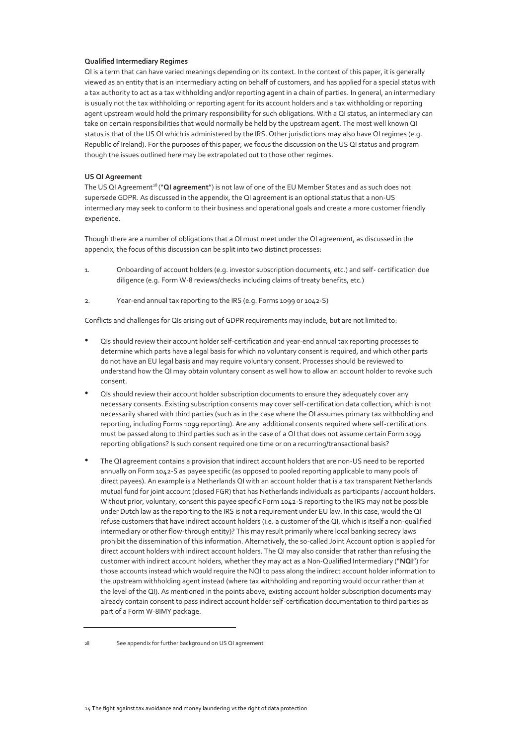**Qualified Intermediary Regimes**

QI is a term that can have varied meanings depending on its context. In the context of this paper, it is generally viewed as an entity that is an intermediary acting on behalf of customers, and has applied for a special status with a tax authority to act as a tax withholding and/or reporting agent in a chain of parties. In general, an intermediary is usually not the tax withholding or reporting agent for its account holders and a tax withholding or reporting agent upstream would hold the primary responsibility for such obligations. With a QI status, an intermediary can take on certain responsibilities that would normally be held by the upstream agent. The most well known QI status is that of the US QI which is administered by the IRS. Other jurisdictions may also have QI regimes (e.g. Republic of Ireland). For the purposes of this paper, we focus the discussion on the US QI status and program though the issues outlined here may be extrapolated out to those other regimes.

**US QI Agreement**

The US QI Agreement[28] ("**QI agreement**") is not law of one of the EU Member States and as such does not supersede GDPR. As discussed in the appendix, the QI agreement is an optional status that a non-US intermediary may seek to conform to their business and operational goals and create a more customer friendly experience.

Though there are a number of obligations that a QI must meet under the QI agreement, as discussed in the appendix, the focus of this discussion can be split into two distinct processes:

1. Onboarding of account holders (e.g. investor subscription documents, etc.) and self- certification due diligence (e.g. Form W-8 reviews/checks including claims of treaty benefits, etc.)
2. Year-end annual tax reporting to the IRS (e.g. Forms 1099 or 1042-S)

Conflicts and challenges for QIs arising out of GDPR requirements may include, but are not limited to:

- QIs should review their account holder self-certification and year-end annual tax reporting processes to determine which parts have a legal basis for which no voluntary consent is required, and which other parts do not have an EU legal basis and may require voluntary consent. Processes should be reviewed to understand how the QI may obtain voluntary consent as well how to allow an account holder to revoke such consent.
- QIs should review their account holder subscription documents to ensure they adequately cover any necessary consents. Existing subscription consents may cover self-certification data collection, which is not necessarily shared with third parties (such as in the case where the QI assumes primary tax withholding and reporting, including Forms 1099 reporting). Are any additional consents required where self-certifications must be passed along to third parties such as in the case of a QI that does not assume certain Form 1099 reporting obligations? Is such consent required one time or on a recurring/transactional basis?
- The QI agreement contains a provision that indirect account holders that are non-US need to be reported annually on Form 1042-S as payee specific (as opposed to pooled reporting applicable to many pools of direct payees). An example is a Netherlands QI with an account holder that is a tax transparent Netherlands mutual fund for joint account (closed FGR) that has Netherlands individuals as participants / account holders. Without prior, voluntary, consent this payee specific Form 1042-S reporting to the IRS may not be possible under Dutch law as the reporting to the IRS is not a requirement under EU law. In this case, would the QI refuse customers that have indirect account holders (i.e. a customer of the QI, which is itself a non-qualified intermediary or other flow-through entity)? This may result primarily where local banking secrecy laws prohibit the dissemination of this information. Alternatively, the so-called Joint Account option is applied for direct account holders with indirect account holders. The QI may also consider that rather than refusing the customer with indirect account holders, whether they may act as a Non-Qualified Intermediary ("**NQI**") for those accounts instead which would require the NQI to pass along the indirect account holder information to the upstream withholding agent instead (where tax withholding and reporting would occur rather than at the level of the QI). As mentioned in the points above, existing account holder subscription documents may already contain consent to pass indirect account holder self-certification documentation to third parties as part of a Form W-8IMY package.

---

28 See appendix for further background on US QI agreement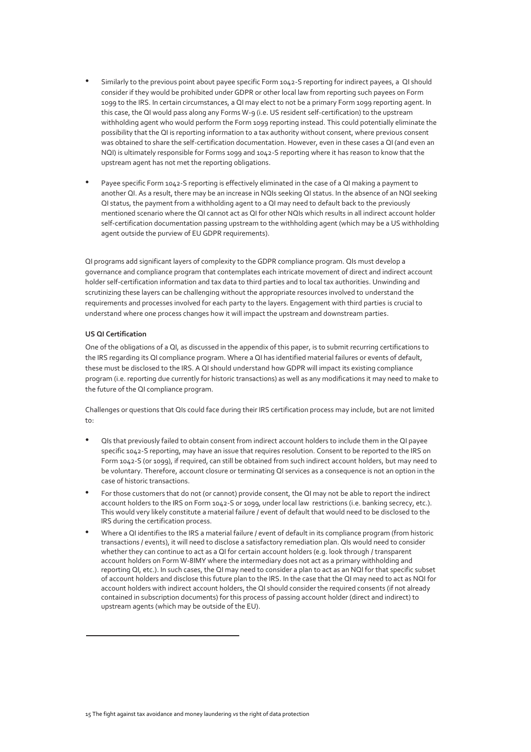- Similarly to the previous point about payee specific Form 1042-S reporting for indirect payees, a QI should consider if they would be prohibited under GDPR or other local law from reporting such payees on Form 1099 to the IRS. In certain circumstances, a QI may elect to not be a primary Form 1099 reporting agent. In this case, the QI would pass along any Forms W-9 (i.e. US resident self-certification) to the upstream withholding agent who would perform the Form 1099 reporting instead. This could potentially eliminate the possibility that the QI is reporting information to a tax authority without consent, where previous consent was obtained to share the self-certification documentation. However, even in these cases a QI (and even an NQI) is ultimately responsible for Forms 1099 and 1042-S reporting where it has reason to know that the upstream agent has not met the reporting obligations.

- Payee specific Form 1042-S reporting is effectively eliminated in the case of a QI making a payment to another QI. As a result, there may be an increase in NQIs seeking QI status. In the absence of an NQI seeking QI status, the payment from a withholding agent to a QI may need to default back to the previously mentioned scenario where the QI cannot act as QI for other NQIs which results in all indirect account holder self-certification documentation passing upstream to the withholding agent (which may be a US withholding agent outside the purview of EU GDPR requirements).

QI programs add significant layers of complexity to the GDPR compliance program. QIs must develop a governance and compliance program that contemplates each intricate movement of direct and indirect account holder self-certification information and tax data to third parties and to local tax authorities. Unwinding and scrutinizing these layers can be challenging without the appropriate resources involved to understand the requirements and processes involved for each party to the layers. Engagement with third parties is crucial to understand where one process changes how it will impact the upstream and downstream parties.

**US QI Certification**

One of the obligations of a QI, as discussed in the appendix of this paper, is to submit recurring certifications to the IRS regarding its QI compliance program. Where a QI has identified material failures or events of default, these must be disclosed to the IRS. A QI should understand how GDPR will impact its existing compliance program (i.e. reporting due currently for historic transactions) as well as any modifications it may need to make to the future of the QI compliance program.

Challenges or questions that QIs could face during their IRS certification process may include, but are not limited to:

- QIs that previously failed to obtain consent from indirect account holders to include them in the QI payee specific 1042-S reporting, may have an issue that requires resolution. Consent to be reported to the IRS on Form 1042-S (or 1099), if required, can still be obtained from such indirect account holders, but may need to be voluntary. Therefore, account closure or terminating QI services as a consequence is not an option in the case of historic transactions.
- For those customers that do not (or cannot) provide consent, the QI may not be able to report the indirect account holders to the IRS on Form 1042-S or 1099, under local law restrictions (i.e. banking secrecy, etc.). This would very likely constitute a material failure / event of default that would need to be disclosed to the IRS during the certification process.
- Where a QI identifies to the IRS a material failure / event of default in its compliance program (from historic transactions / events), it will need to disclose a satisfactory remediation plan. QIs would need to consider whether they can continue to act as a QI for certain account holders (e.g. look through / transparent account holders on Form W-8IMY where the intermediary does not act as a primary withholding and reporting QI, etc.). In such cases, the QI may need to consider a plan to act as an NQI for that specific subset of account holders and disclose this future plan to the IRS. In the case that the QI may need to act as NQI for account holders with indirect account holders, the QI should consider the required consents (if not already contained in subscription documents) for this process of passing account holder (direct and indirect) to upstream agents (which may be outside of the EU).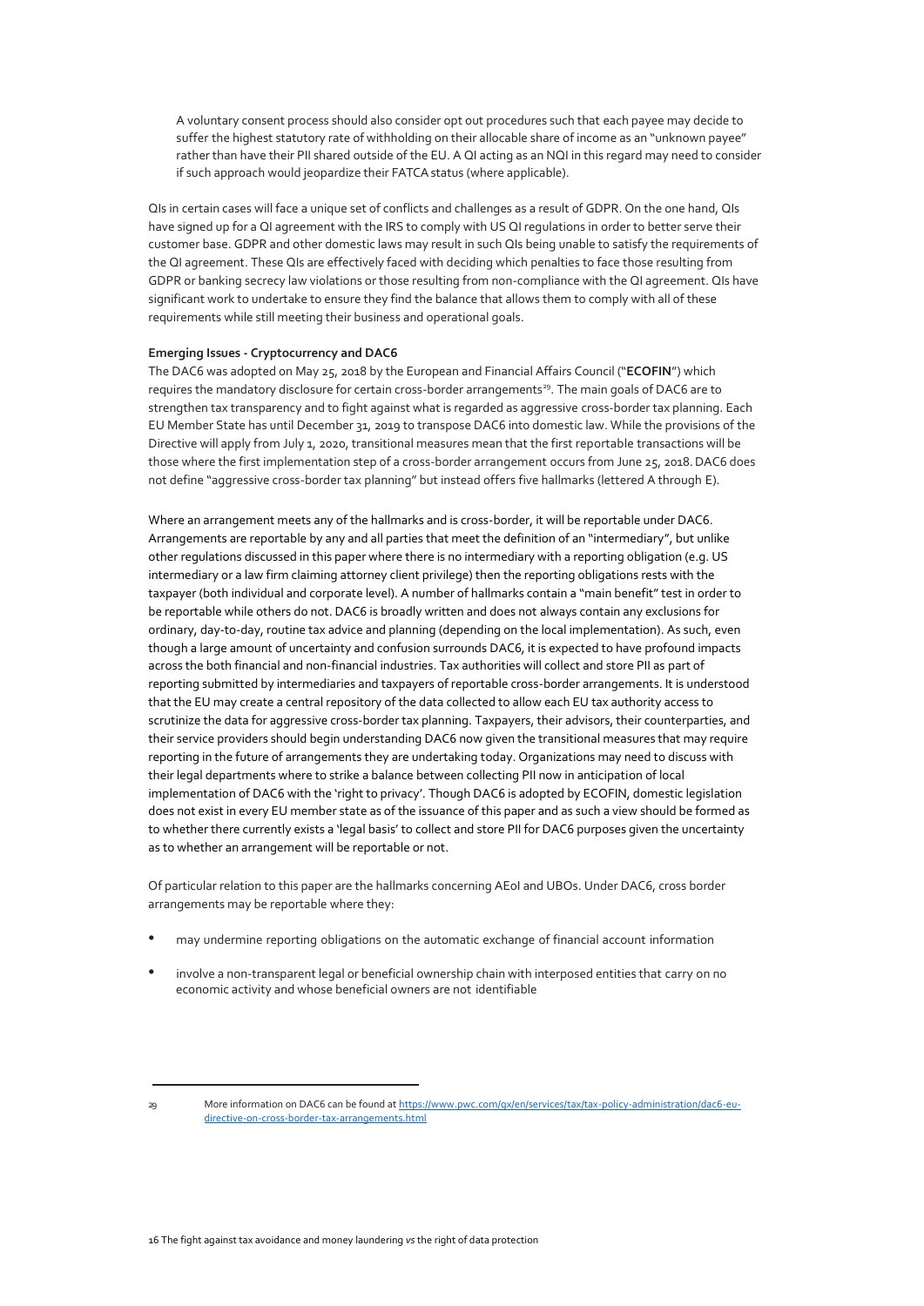A voluntary consent process should also consider opt out procedures such that each payee may decide to suffer the highest statutory rate of withholding on their allocable share of income as an "unknown payee" rather than have their PII shared outside of the EU. A QI acting as an NQI in this regard may need to consider if such approach would jeopardize their FATCA status (where applicable).

QIs in certain cases will face a unique set of conflicts and challenges as a result of GDPR. On the one hand, QIs have signed up for a QI agreement with the IRS to comply with US QI regulations in order to better serve their customer base. GDPR and other domestic laws may result in such QIs being unable to satisfy the requirements of the QI agreement. These QIs are effectively faced with deciding which penalties to face those resulting from GDPR or banking secrecy law violations or those resulting from non-compliance with the QI agreement. QIs have significant work to undertake to ensure they find the balance that allows them to comply with all of these requirements while still meeting their business and operational goals.

**Emerging Issues - Cryptocurrency and DAC6**

The DAC6 was adopted on May 25, 2018 by the European and Financial Affairs Council ("**ECOFIN**") which requires the mandatory disclosure for certain cross-border arrangements[29]. The main goals of DAC6 are to strengthen tax transparency and to fight against what is regarded as aggressive cross-border tax planning. Each EU Member State has until December 31, 2019 to transpose DAC6 into domestic law. While the provisions of the Directive will apply from July 1, 2020, transitional measures mean that the first reportable transactions will be those where the first implementation step of a cross-border arrangement occurs from June 25, 2018. DAC6 does not define "aggressive cross-border tax planning" but instead offers five hallmarks (lettered A through E).

Where an arrangement meets any of the hallmarks and is cross-border, it will be reportable under DAC6. Arrangements are reportable by any and all parties that meet the definition of an "intermediary", but unlike other regulations discussed in this paper where there is no intermediary with a reporting obligation (e.g. US intermediary or a law firm claiming attorney client privilege) then the reporting obligations rests with the taxpayer (both individual and corporate level). A number of hallmarks contain a "main benefit" test in order to be reportable while others do not. DAC6 is broadly written and does not always contain any exclusions for ordinary, day-to-day, routine tax advice and planning (depending on the local implementation). As such, even though a large amount of uncertainty and confusion surrounds DAC6, it is expected to have profound impacts across the both financial and non-financial industries. Tax authorities will collect and store PII as part of reporting submitted by intermediaries and taxpayers of reportable cross-border arrangements. It is understood that the EU may create a central repository of the data collected to allow each EU tax authority access to scrutinize the data for aggressive cross-border tax planning. Taxpayers, their advisors, their counterparties, and their service providers should begin understanding DAC6 now given the transitional measures that may require reporting in the future of arrangements they are undertaking today. Organizations may need to discuss with their legal departments where to strike a balance between collecting PII now in anticipation of local implementation of DAC6 with the 'right to privacy'. Though DAC6 is adopted by ECOFIN, domestic legislation does not exist in every EU member state as of the issuance of this paper and as such a view should be formed as to whether there currently exists a 'legal basis' to collect and store PII for DAC6 purposes given the uncertainty as to whether an arrangement will be reportable or not.

Of particular relation to this paper are the hallmarks concerning AEoI and UBOs. Under DAC6, cross border arrangements may be reportable where they:

- may undermine reporting obligations on the automatic exchange of financial account information
- involve a non-transparent legal or beneficial ownership chain with interposed entities that carry on no economic activity and whose beneficial owners are not identifiable

[29] More information on DAC6 can be found at https://www.pwc.com/gx/en/services/tax/tax-policy-administration/dac6-eu-directive-on-cross-border-tax-arrangements.html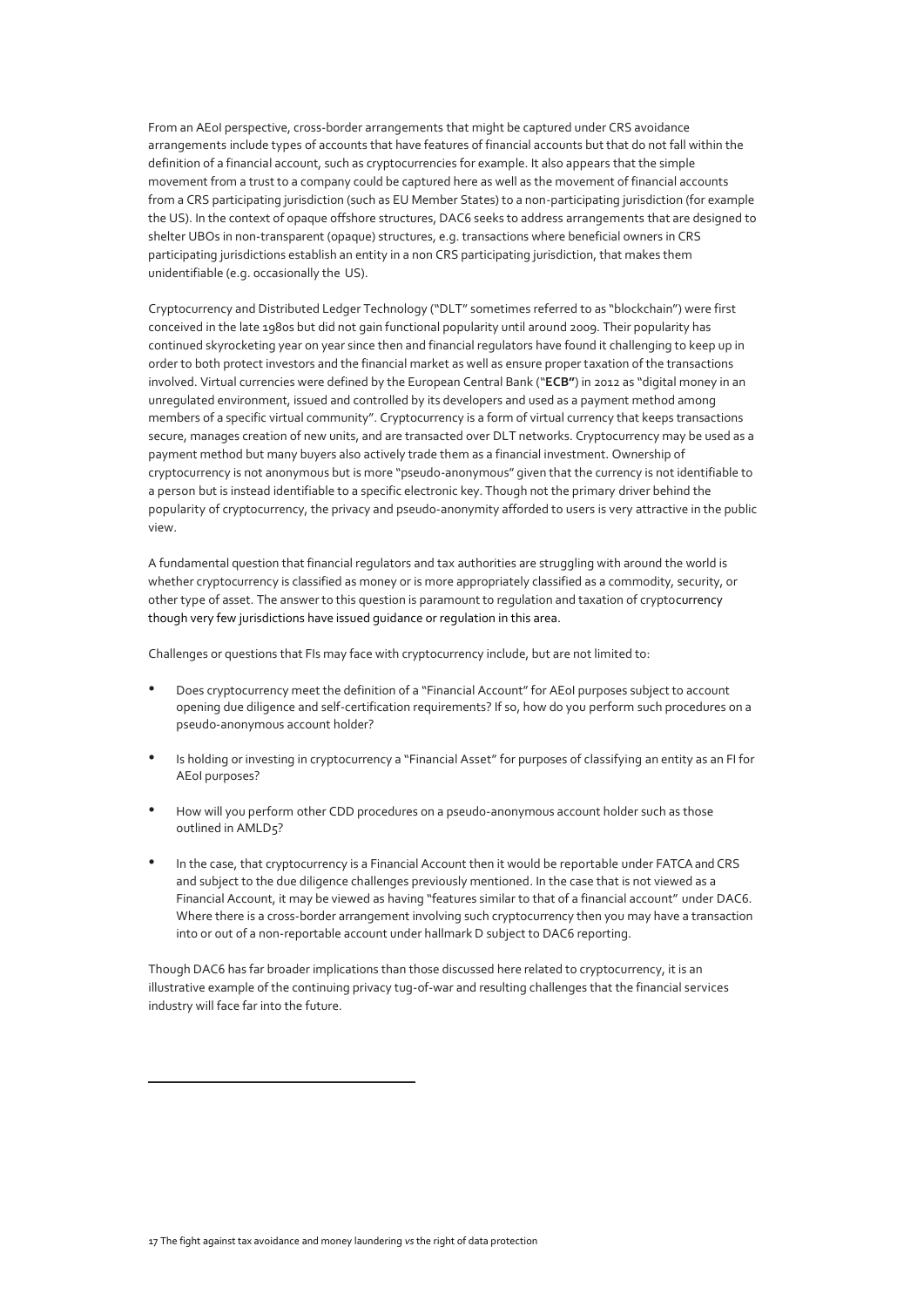From an AEoI perspective, cross-border arrangements that might be captured under CRS avoidance arrangements include types of accounts that have features of financial accounts but that do not fall within the definition of a financial account, such as cryptocurrencies for example. It also appears that the simple movement from a trust to a company could be captured here as well as the movement of financial accounts from a CRS participating jurisdiction (such as EU Member States) to a non-participating jurisdiction (for example the US). In the context of opaque offshore structures, DAC6 seeks to address arrangements that are designed to shelter UBOs in non-transparent (opaque) structures, e.g. transactions where beneficial owners in CRS participating jurisdictions establish an entity in a non CRS participating jurisdiction, that makes them unidentifiable (e.g. occasionally the US).

Cryptocurrency and Distributed Ledger Technology ("DLT" sometimes referred to as "blockchain") were first conceived in the late 1980s but did not gain functional popularity until around 2009. Their popularity has continued skyrocketing year on year since then and financial regulators have found it challenging to keep up in order to both protect investors and the financial market as well as ensure proper taxation of the transactions involved. Virtual currencies were defined by the European Central Bank ("**ECB**") in 2012 as "digital money in an unregulated environment, issued and controlled by its developers and used as a payment method among members of a specific virtual community". Cryptocurrency is a form of virtual currency that keeps transactions secure, manages creation of new units, and are transacted over DLT networks. Cryptocurrency may be used as a payment method but many buyers also actively trade them as a financial investment. Ownership of cryptocurrency is not anonymous but is more "pseudo-anonymous" given that the currency is not identifiable to a person but is instead identifiable to a specific electronic key. Though not the primary driver behind the popularity of cryptocurrency, the privacy and pseudo-anonymity afforded to users is very attractive in the public view.

A fundamental question that financial regulators and tax authorities are struggling with around the world is whether cryptocurrency is classified as money or is more appropriately classified as a commodity, security, or other type of asset. The answer to this question is paramount to regulation and taxation of cryptocurrency though very few jurisdictions have issued guidance or regulation in this area.

Challenges or questions that FIs may face with cryptocurrency include, but are not limited to:

- Does cryptocurrency meet the definition of a "Financial Account" for AEoI purposes subject to account opening due diligence and self-certification requirements? If so, how do you perform such procedures on a pseudo-anonymous account holder?

- Is holding or investing in cryptocurrency a "Financial Asset" for purposes of classifying an entity as an FI for AEoI purposes?

- How will you perform other CDD procedures on a pseudo-anonymous account holder such as those outlined in AMLD5?

- In the case, that cryptocurrency is a Financial Account then it would be reportable under FATCA and CRS and subject to the due diligence challenges previously mentioned. In the case that is not viewed as a Financial Account, it may be viewed as having "features similar to that of a financial account" under DAC6. Where there is a cross-border arrangement involving such cryptocurrency then you may have a transaction into or out of a non-reportable account under hallmark D subject to DAC6 reporting.

Though DAC6 has far broader implications than those discussed here related to cryptocurrency, it is an illustrative example of the continuing privacy tug-of-war and resulting challenges that the financial services industry will face far into the future.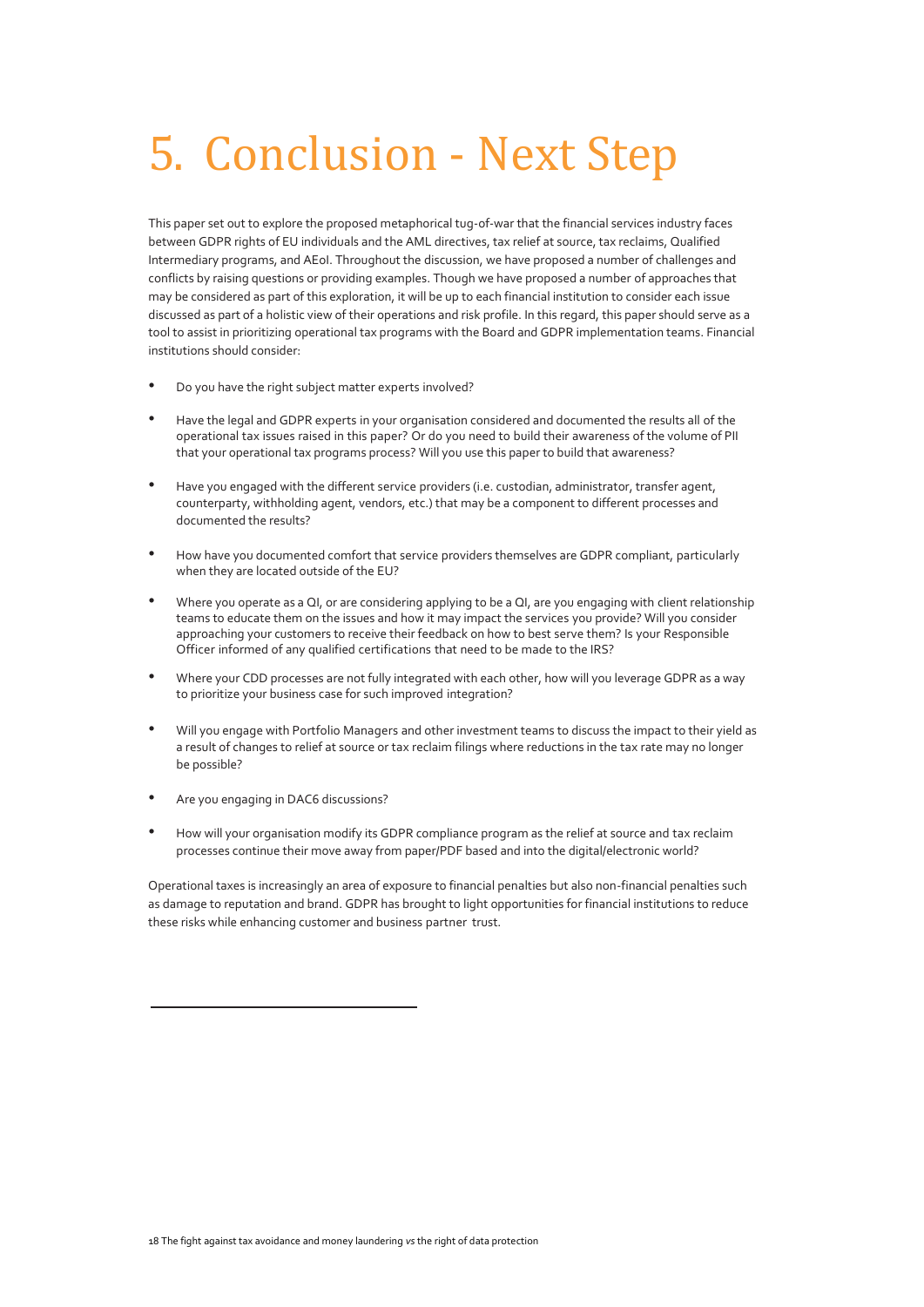# 5. Conclusion - Next Step

This paper set out to explore the proposed metaphorical tug-of-war that the financial services industry faces between GDPR rights of EU individuals and the AML directives, tax relief at source, tax reclaims, Qualified Intermediary programs, and AEoI. Throughout the discussion, we have proposed a number of challenges and conflicts by raising questions or providing examples. Though we have proposed a number of approaches that may be considered as part of this exploration, it will be up to each financial institution to consider each issue discussed as part of a holistic view of their operations and risk profile. In this regard, this paper should serve as a tool to assist in prioritizing operational tax programs with the Board and GDPR implementation teams. Financial institutions should consider:

- Do you have the right subject matter experts involved?
- Have the legal and GDPR experts in your organisation considered and documented the results all of the operational tax issues raised in this paper? Or do you need to build their awareness of the volume of PII that your operational tax programs process? Will you use this paper to build that awareness?
- Have you engaged with the different service providers (i.e. custodian, administrator, transfer agent, counterparty, withholding agent, vendors, etc.) that may be a component to different processes and documented the results?
- How have you documented comfort that service providers themselves are GDPR compliant, particularly when they are located outside of the EU?
- Where you operate as a QI, or are considering applying to be a QI, are you engaging with client relationship teams to educate them on the issues and how it may impact the services you provide? Will you consider approaching your customers to receive their feedback on how to best serve them? Is your Responsible Officer informed of any qualified certifications that need to be made to the IRS?
- Where your CDD processes are not fully integrated with each other, how will you leverage GDPR as a way to prioritize your business case for such improved integration?
- Will you engage with Portfolio Managers and other investment teams to discuss the impact to their yield as a result of changes to relief at source or tax reclaim filings where reductions in the tax rate may no longer be possible?
- Are you engaging in DAC6 discussions?
- How will your organisation modify its GDPR compliance program as the relief at source and tax reclaim processes continue their move away from paper/PDF based and into the digital/electronic world?

Operational taxes is increasingly an area of exposure to financial penalties but also non-financial penalties such as damage to reputation and brand. GDPR has brought to light opportunities for financial institutions to reduce these risks while enhancing customer and business partner trust.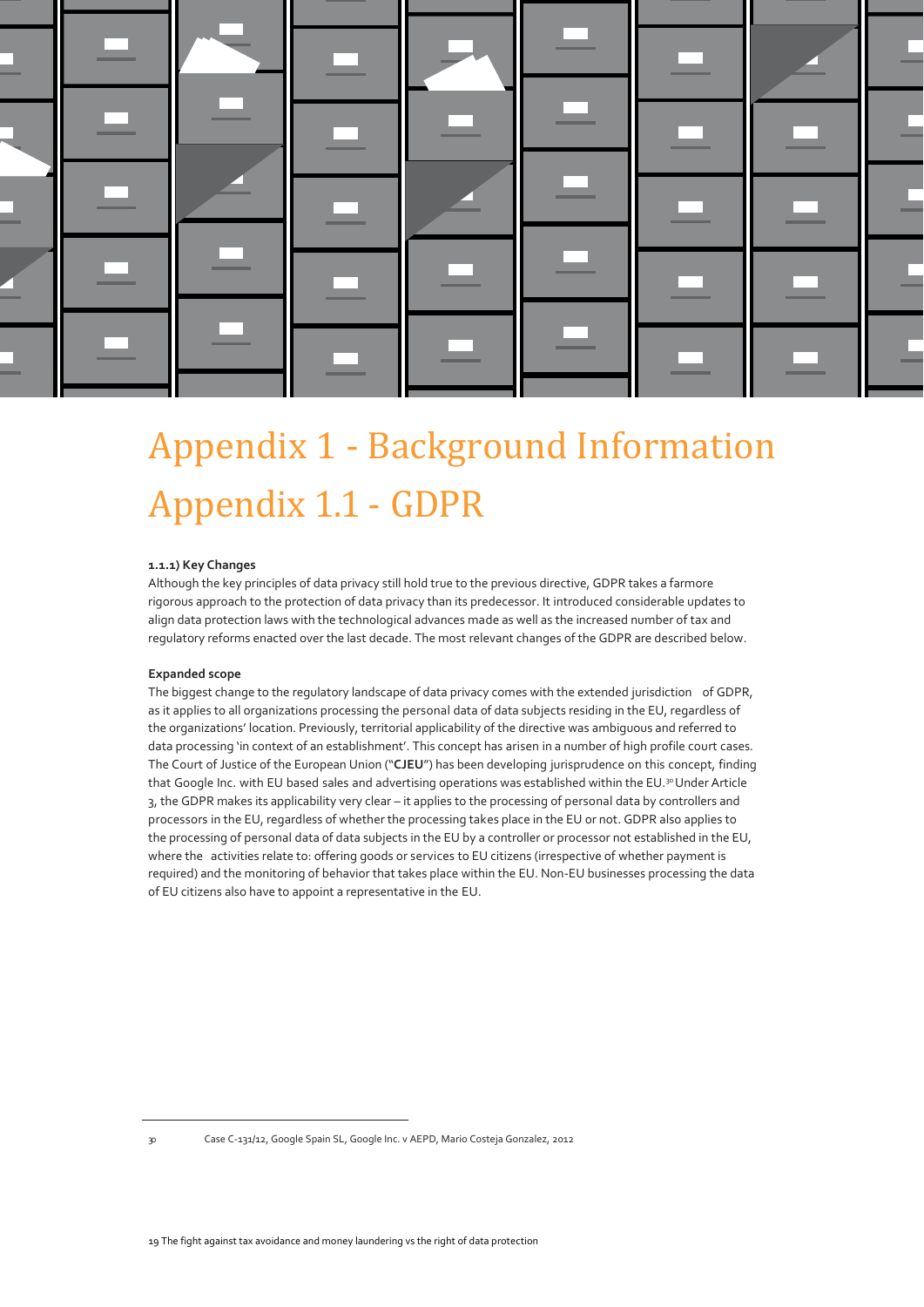# Appendix 1 - Background Information

# Appendix 1.1 - GDPR

**1.1.1) Key Changes**

Although the key principles of data privacy still hold true to the previous directive, GDPR takes a farmore rigorous approach to the protection of data privacy than its predecessor. It introduced considerable updates to align data protection laws with the technological advances made as well as the increased number of tax and regulatory reforms enacted over the last decade. The most relevant changes of the GDPR are described below.

**Expanded scope**

The biggest change to the regulatory landscape of data privacy comes with the extended jurisdiction of GDPR, as it applies to all organizations processing the personal data of data subjects residing in the EU, regardless of the organizations' location. Previously, territorial applicability of the directive was ambiguous and referred to data processing 'in context of an establishment'. This concept has arisen in a number of high profile court cases. The Court of Justice of the European Union ("**CJEU**") has been developing jurisprudence on this concept, finding that Google Inc. with EU based sales and advertising operations was established within the EU.[30] Under Article 3, the GDPR makes its applicability very clear – it applies to the processing of personal data by controllers and processors in the EU, regardless of whether the processing takes place in the EU or not. GDPR also applies to the processing of personal data of data subjects in the EU by a controller or processor not established in the EU, where the activities relate to: offering goods or services to EU citizens (irrespective of whether payment is required) and the monitoring of behavior that takes place within the EU. Non-EU businesses processing the data of EU citizens also have to appoint a representative in the EU.

---

30 Case C-131/12, Google Spain SL, Google Inc. v AEPD, Mario Costeja Gonzalez, 2012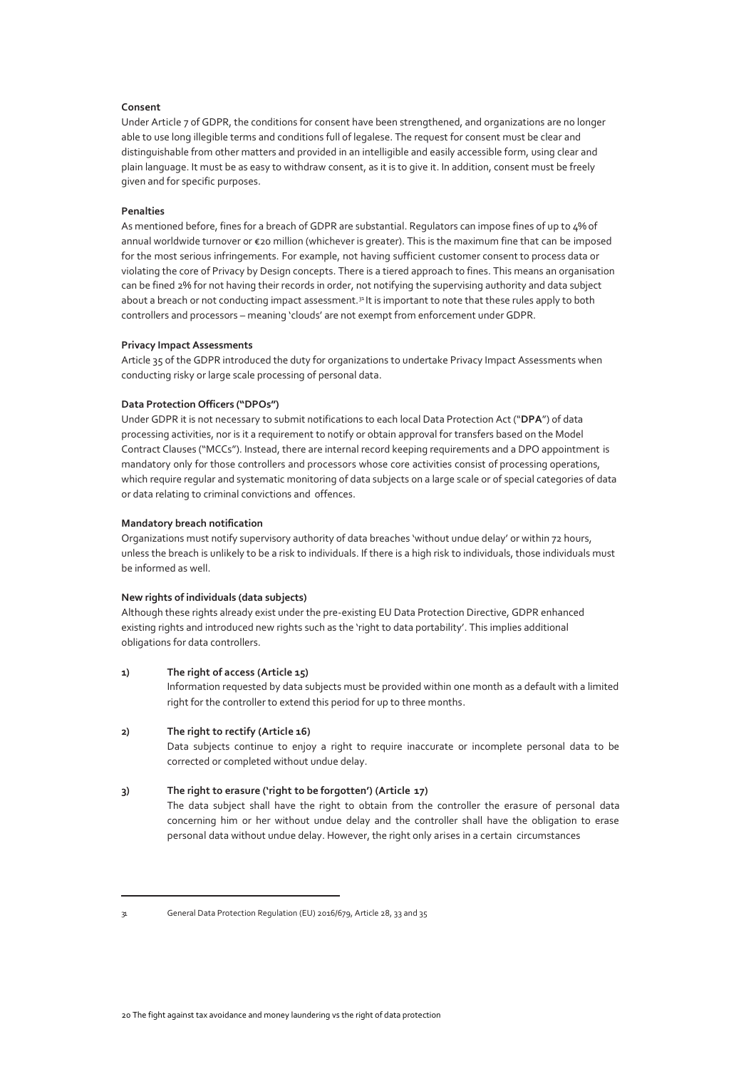**Consent**

Under Article 7 of GDPR, the conditions for consent have been strengthened, and organizations are no longer able to use long illegible terms and conditions full of legalese. The request for consent must be clear and distinguishable from other matters and provided in an intelligible and easily accessible form, using clear and plain language. It must be as easy to withdraw consent, as it is to give it. In addition, consent must be freely given and for specific purposes.

**Penalties**

As mentioned before, fines for a breach of GDPR are substantial. Regulators can impose fines of up to 4% of annual worldwide turnover or €20 million (whichever is greater). This is the maximum fine that can be imposed for the most serious infringements. For example, not having sufficient customer consent to process data or violating the core of Privacy by Design concepts. There is a tiered approach to fines. This means an organisation can be fined 2% for not having their records in order, not notifying the supervising authority and data subject about a breach or not conducting impact assessment.[31] It is important to note that these rules apply to both controllers and processors – meaning 'clouds' are not exempt from enforcement under GDPR.

**Privacy Impact Assessments**

Article 35 of the GDPR introduced the duty for organizations to undertake Privacy Impact Assessments when conducting risky or large scale processing of personal data.

**Data Protection Officers ("DPOs")**

Under GDPR it is not necessary to submit notifications to each local Data Protection Act ("**DPA**") of data processing activities, nor is it a requirement to notify or obtain approval for transfers based on the Model Contract Clauses ("MCCs"). Instead, there are internal record keeping requirements and a DPO appointment is mandatory only for those controllers and processors whose core activities consist of processing operations, which require regular and systematic monitoring of data subjects on a large scale or of special categories of data or data relating to criminal convictions and offences.

**Mandatory breach notification**

Organizations must notify supervisory authority of data breaches 'without undue delay' or within 72 hours, unless the breach is unlikely to be a risk to individuals. If there is a high risk to individuals, those individuals must be informed as well.

**New rights of individuals (data subjects)**

Although these rights already exist under the pre-existing EU Data Protection Directive, GDPR enhanced existing rights and introduced new rights such as the 'right to data portability'. This implies additional obligations for data controllers.

1) **The right of access (Article 15)**
   Information requested by data subjects must be provided within one month as a default with a limited right for the controller to extend this period for up to three months.

2) **The right to rectify (Article 16)**
   Data subjects continue to enjoy a right to require inaccurate or incomplete personal data to be corrected or completed without undue delay.

3) **The right to erasure ('right to be forgotten') (Article 17)**
   The data subject shall have the right to obtain from the controller the erasure of personal data concerning him or her without undue delay and the controller shall have the obligation to erase personal data without undue delay. However, the right only arises in a certain circumstances

---

[31] General Data Protection Regulation (EU) 2016/679, Article 28, 33 and 35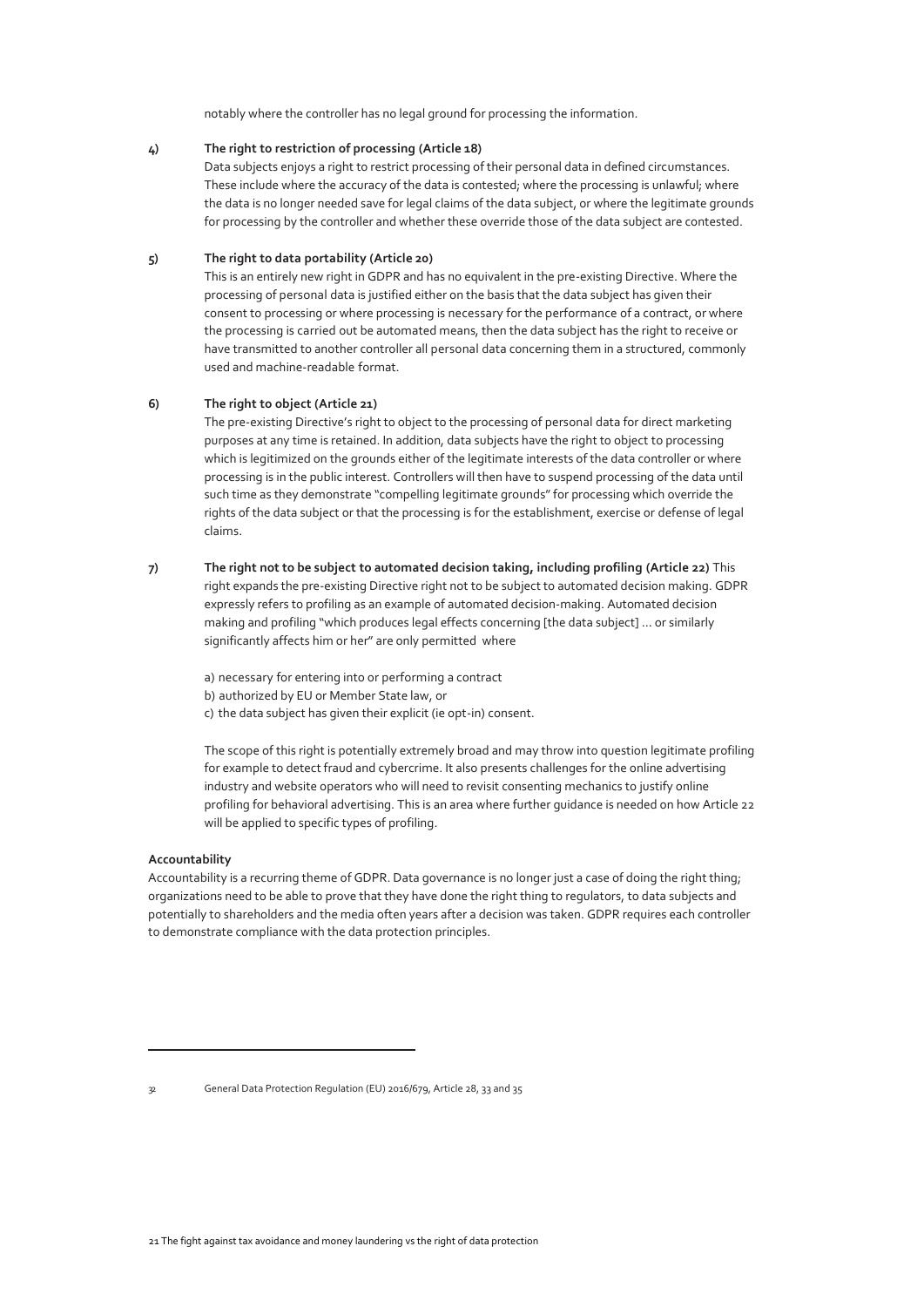notably where the controller has no legal ground for processing the information.

**4) The right to restriction of processing (Article 18)**

Data subjects enjoys a right to restrict processing of their personal data in defined circumstances. These include where the accuracy of the data is contested; where the processing is unlawful; where the data is no longer needed save for legal claims of the data subject, or where the legitimate grounds for processing by the controller and whether these override those of the data subject are contested.

**5) The right to data portability (Article 20)**

This is an entirely new right in GDPR and has no equivalent in the pre-existing Directive. Where the processing of personal data is justified either on the basis that the data subject has given their consent to processing or where processing is necessary for the performance of a contract, or where the processing is carried out be automated means, then the data subject has the right to receive or have transmitted to another controller all personal data concerning them in a structured, commonly used and machine-readable format.

**6) The right to object (Article 21)**

The pre-existing Directive's right to object to the processing of personal data for direct marketing purposes at any time is retained. In addition, data subjects have the right to object to processing which is legitimized on the grounds either of the legitimate interests of the data controller or where processing is in the public interest. Controllers will then have to suspend processing of the data until such time as they demonstrate "compelling legitimate grounds" for processing which override the rights of the data subject or that the processing is for the establishment, exercise or defense of legal claims.

**7) The right not to be subject to automated decision taking, including profiling (Article 22)** This right expands the pre-existing Directive right not to be subject to automated decision making. GDPR expressly refers to profiling as an example of automated decision-making. Automated decision making and profiling "which produces legal effects concerning [the data subject] … or similarly significantly affects him or her" are only permitted where

a) necessary for entering into or performing a contract
b) authorized by EU or Member State law, or
c) the data subject has given their explicit (ie opt-in) consent.

The scope of this right is potentially extremely broad and may throw into question legitimate profiling for example to detect fraud and cybercrime. It also presents challenges for the online advertising industry and website operators who will need to revisit consenting mechanics to justify online profiling for behavioral advertising. This is an area where further guidance is needed on how Article 22 will be applied to specific types of profiling.

**Accountability**

Accountability is a recurring theme of GDPR. Data governance is no longer just a case of doing the right thing; organizations need to be able to prove that they have done the right thing to regulators, to data subjects and potentially to shareholders and the media often years after a decision was taken. GDPR requires each controller to demonstrate compliance with the data protection principles.

---

[32] General Data Protection Regulation (EU) 2016/679, Article 28, 33 and 35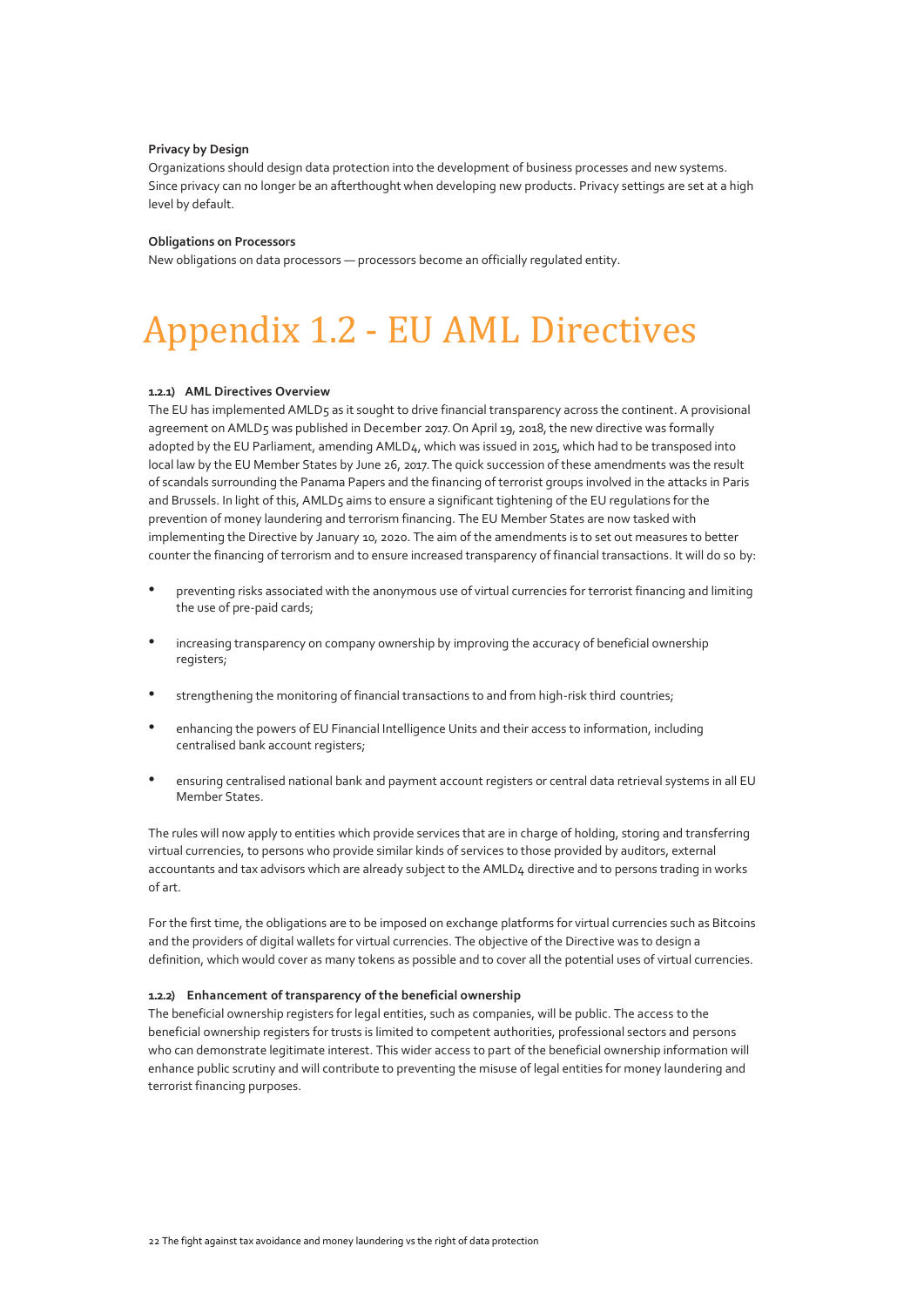**Privacy by Design**

Organizations should design data protection into the development of business processes and new systems. Since privacy can no longer be an afterthought when developing new products. Privacy settings are set at a high level by default.

**Obligations on Processors**

New obligations on data processors — processors become an officially regulated entity.

# Appendix 1.2 - EU AML Directives

#### 1.2.1) AML Directives Overview

The EU has implemented AMLD5 as it sought to drive financial transparency across the continent. A provisional agreement on AMLD5 was published in December 2017. On April 19, 2018, the new directive was formally adopted by the EU Parliament, amending AMLD4, which was issued in 2015, which had to be transposed into local law by the EU Member States by June 26, 2017. The quick succession of these amendments was the result of scandals surrounding the Panama Papers and the financing of terrorist groups involved in the attacks in Paris and Brussels. In light of this, AMLD5 aims to ensure a significant tightening of the EU regulations for the prevention of money laundering and terrorism financing. The EU Member States are now tasked with implementing the Directive by January 10, 2020. The aim of the amendments is to set out measures to better counter the financing of terrorism and to ensure increased transparency of financial transactions. It will do so by:

- preventing risks associated with the anonymous use of virtual currencies for terrorist financing and limiting the use of pre-paid cards;
- increasing transparency on company ownership by improving the accuracy of beneficial ownership registers;
- strengthening the monitoring of financial transactions to and from high-risk third countries;
- enhancing the powers of EU Financial Intelligence Units and their access to information, including centralised bank account registers;
- ensuring centralised national bank and payment account registers or central data retrieval systems in all EU Member States.

The rules will now apply to entities which provide services that are in charge of holding, storing and transferring virtual currencies, to persons who provide similar kinds of services to those provided by auditors, external accountants and tax advisors which are already subject to the AMLD4 directive and to persons trading in works of art.

For the first time, the obligations are to be imposed on exchange platforms for virtual currencies such as Bitcoins and the providers of digital wallets for virtual currencies. The objective of the Directive was to design a definition, which would cover as many tokens as possible and to cover all the potential uses of virtual currencies.

#### 1.2.2) Enhancement of transparency of the beneficial ownership

The beneficial ownership registers for legal entities, such as companies, will be public. The access to the beneficial ownership registers for trusts is limited to competent authorities, professional sectors and persons who can demonstrate legitimate interest. This wider access to part of the beneficial ownership information will enhance public scrutiny and will contribute to preventing the misuse of legal entities for money laundering and terrorist financing purposes.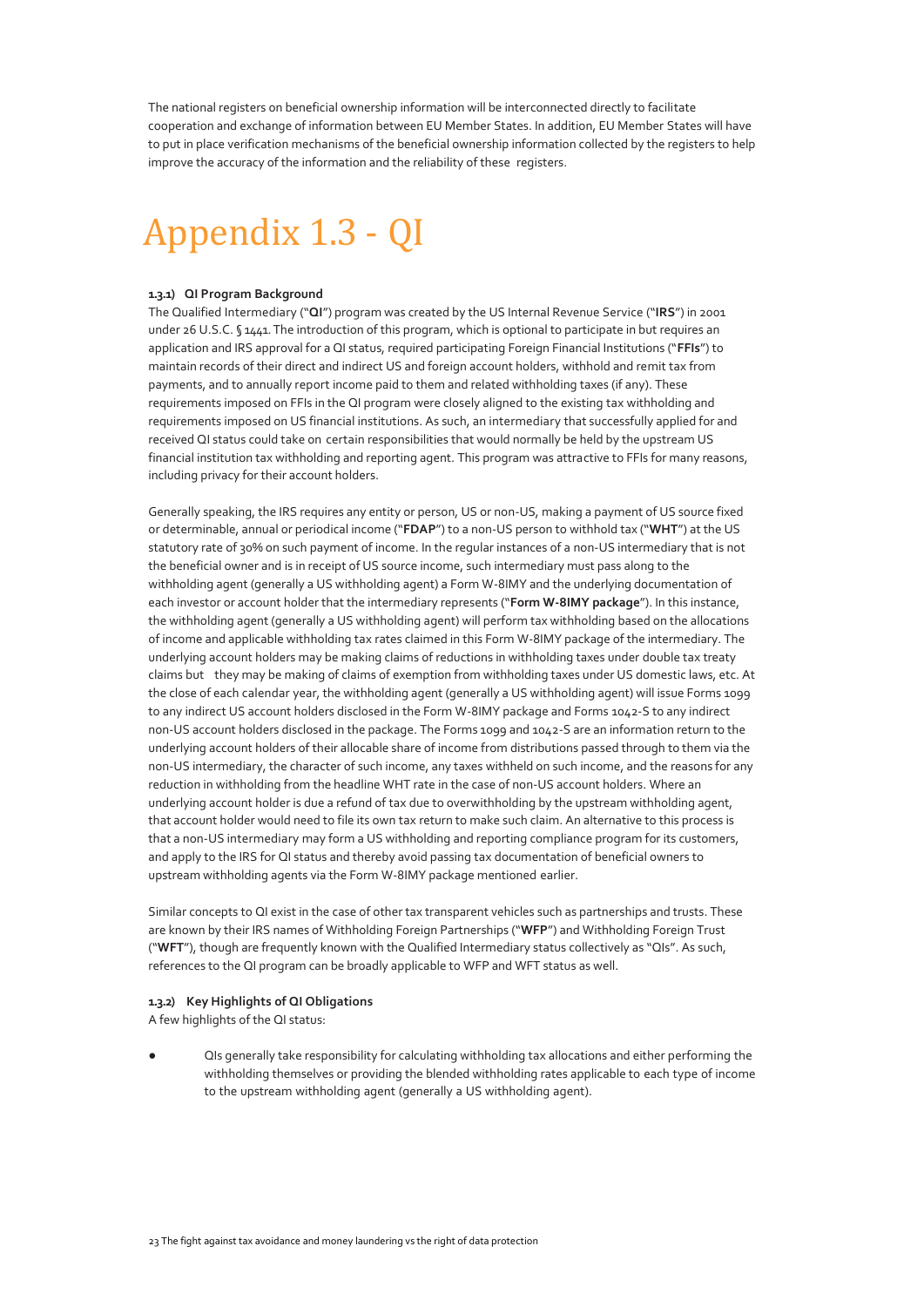The national registers on beneficial ownership information will be interconnected directly to facilitate cooperation and exchange of information between EU Member States. In addition, EU Member States will have to put in place verification mechanisms of the beneficial ownership information collected by the registers to help improve the accuracy of the information and the reliability of these registers.

# Appendix 1.3 - QI

**1.3.1) QI Program Background**

The Qualified Intermediary ("**QI**") program was created by the US Internal Revenue Service ("**IRS**") in 2001 under 26 U.S.C. § 1441. The introduction of this program, which is optional to participate in but requires an application and IRS approval for a QI status, required participating Foreign Financial Institutions ("**FFIs**") to maintain records of their direct and indirect US and foreign account holders, withhold and remit tax from payments, and to annually report income paid to them and related withholding taxes (if any). These requirements imposed on FFIs in the QI program were closely aligned to the existing tax withholding and requirements imposed on US financial institutions. As such, an intermediary that successfully applied for and received QI status could take on certain responsibilities that would normally be held by the upstream US financial institution tax withholding and reporting agent. This program was attractive to FFIs for many reasons, including privacy for their account holders.

Generally speaking, the IRS requires any entity or person, US or non-US, making a payment of US source fixed or determinable, annual or periodical income ("**FDAP**") to a non-US person to withhold tax ("**WHT**") at the US statutory rate of 30% on such payment of income. In the regular instances of a non-US intermediary that is not the beneficial owner and is in receipt of US source income, such intermediary must pass along to the withholding agent (generally a US withholding agent) a Form W-8IMY and the underlying documentation of each investor or account holder that the intermediary represents ("**Form W-8IMY package**"). In this instance, the withholding agent (generally a US withholding agent) will perform tax withholding based on the allocations of income and applicable withholding tax rates claimed in this Form W-8IMY package of the intermediary. The underlying account holders may be making claims of reductions in withholding taxes under double tax treaty claims but they may be making of claims of exemption from withholding taxes under US domestic laws, etc. At the close of each calendar year, the withholding agent (generally a US withholding agent) will issue Forms 1099 to any indirect US account holders disclosed in the Form W-8IMY package and Forms 1042-S to any indirect non-US account holders disclosed in the package. The Forms 1099 and 1042-S are an information return to the underlying account holders of their allocable share of income from distributions passed through to them via the non-US intermediary, the character of such income, any taxes withheld on such income, and the reasons for any reduction in withholding from the headline WHT rate in the case of non-US account holders. Where an underlying account holder is due a refund of tax due to overwithholding by the upstream withholding agent, that account holder would need to file its own tax return to make such claim. An alternative to this process is that a non-US intermediary may form a US withholding and reporting compliance program for its customers, and apply to the IRS for QI status and thereby avoid passing tax documentation of beneficial owners to upstream withholding agents via the Form W-8IMY package mentioned earlier.

Similar concepts to QI exist in the case of other tax transparent vehicles such as partnerships and trusts. These are known by their IRS names of Withholding Foreign Partnerships ("**WFP**") and Withholding Foreign Trust ("**WFT**"), though are frequently known with the Qualified Intermediary status collectively as "QIs". As such, references to the QI program can be broadly applicable to WFP and WFT status as well.

**1.3.2) Key Highlights of QI Obligations**

A few highlights of the QI status:

- QIs generally take responsibility for calculating withholding tax allocations and either performing the withholding themselves or providing the blended withholding rates applicable to each type of income to the upstream withholding agent (generally a US withholding agent).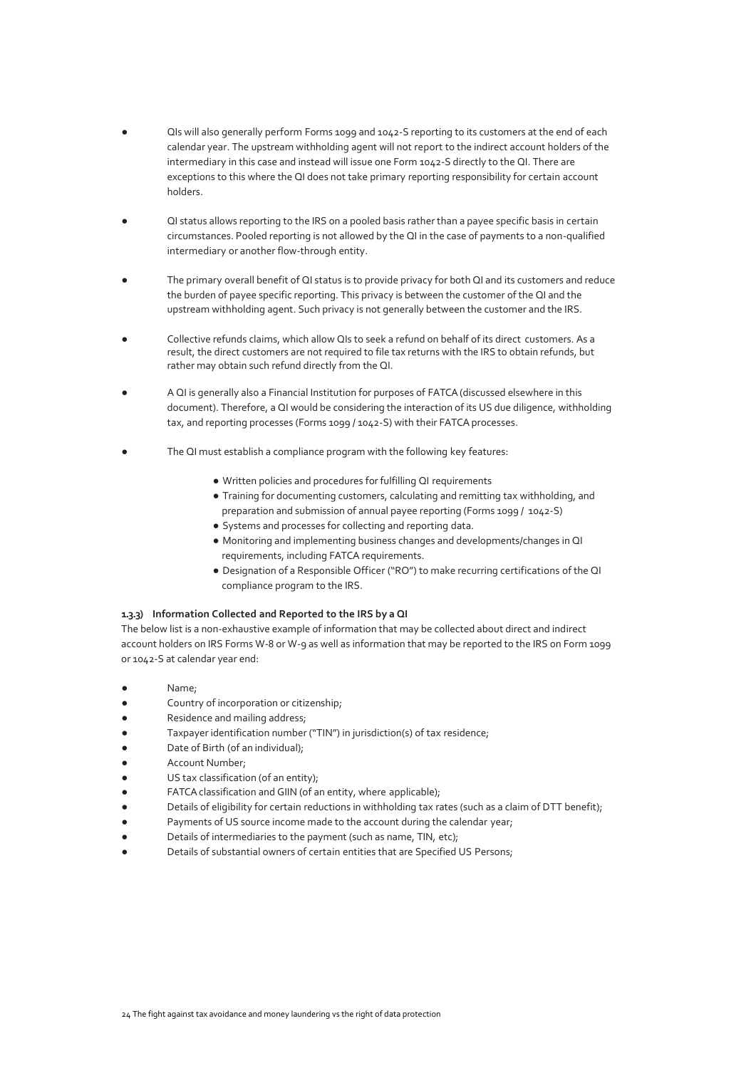- QIs will also generally perform Forms 1099 and 1042-S reporting to its customers at the end of each calendar year. The upstream withholding agent will not report to the indirect account holders of the intermediary in this case and instead will issue one Form 1042-S directly to the QI. There are exceptions to this where the QI does not take primary reporting responsibility for certain account holders.

- QI status allows reporting to the IRS on a pooled basis rather than a payee specific basis in certain circumstances. Pooled reporting is not allowed by the QI in the case of payments to a non-qualified intermediary or another flow-through entity.

- The primary overall benefit of QI status is to provide privacy for both QI and its customers and reduce the burden of payee specific reporting. This privacy is between the customer of the QI and the upstream withholding agent. Such privacy is not generally between the customer and the IRS.

- Collective refunds claims, which allow QIs to seek a refund on behalf of its direct customers. As a result, the direct customers are not required to file tax returns with the IRS to obtain refunds, but rather may obtain such refund directly from the QI.

- A QI is generally also a Financial Institution for purposes of FATCA (discussed elsewhere in this document). Therefore, a QI would be considering the interaction of its US due diligence, withholding tax, and reporting processes (Forms 1099 / 1042-S) with their FATCA processes.

- The QI must establish a compliance program with the following key features:
  - Written policies and procedures for fulfilling QI requirements
  - Training for documenting customers, calculating and remitting tax withholding, and preparation and submission of annual payee reporting (Forms 1099 / 1042-S)
  - Systems and processes for collecting and reporting data.
  - Monitoring and implementing business changes and developments/changes in QI requirements, including FATCA requirements.
  - Designation of a Responsible Officer ("RO") to make recurring certifications of the QI compliance program to the IRS.

#### 1.3.3) Information Collected and Reported to the IRS by a QI

The below list is a non-exhaustive example of information that may be collected about direct and indirect account holders on IRS Forms W-8 or W-9 as well as information that may be reported to the IRS on Form 1099 or 1042-S at calendar year end:

- Name;
- Country of incorporation or citizenship;
- Residence and mailing address;
- Taxpayer identification number ("TIN") in jurisdiction(s) of tax residence;
- Date of Birth (of an individual);
- Account Number;
- US tax classification (of an entity);
- FATCA classification and GIIN (of an entity, where applicable);
- Details of eligibility for certain reductions in withholding tax rates (such as a claim of DTT benefit);
- Payments of US source income made to the account during the calendar year;
- Details of intermediaries to the payment (such as name, TIN, etc);
- Details of substantial owners of certain entities that are Specified US Persons;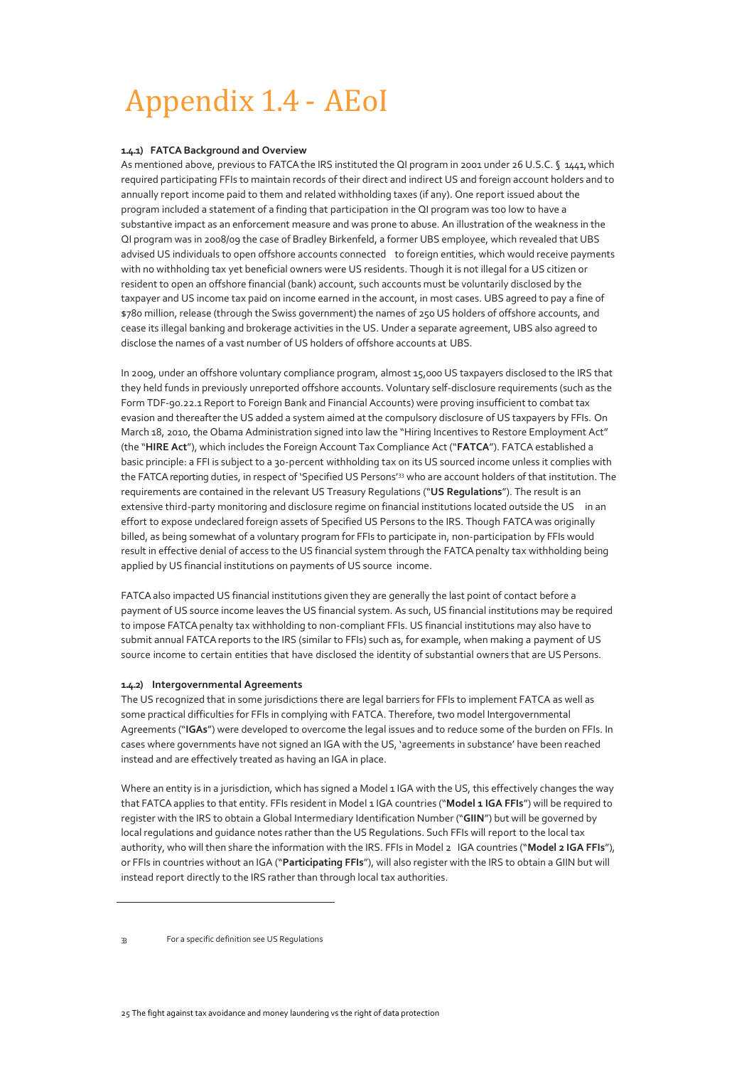# Appendix 1.4 - AEoI

**1.4.1) FATCA Background and Overview**

As mentioned above, previous to FATCA the IRS instituted the QI program in 2001 under 26 U.S.C. § 1441, which required participating FFIs to maintain records of their direct and indirect US and foreign account holders and to annually report income paid to them and related withholding taxes (if any). One report issued about the program included a statement of a finding that participation in the QI program was too low to have a substantive impact as an enforcement measure and was prone to abuse. An illustration of the weakness in the QI program was in 2008/09 the case of Bradley Birkenfeld, a former UBS employee, which revealed that UBS advised US individuals to open offshore accounts connected to foreign entities, which would receive payments with no withholding tax yet beneficial owners were US residents. Though it is not illegal for a US citizen or resident to open an offshore financial (bank) account, such accounts must be voluntarily disclosed by the taxpayer and US income tax paid on income earned in the account, in most cases. UBS agreed to pay a fine of $780 million, release (through the Swiss government) the names of 250 US holders of offshore accounts, and cease its illegal banking and brokerage activities in the US. Under a separate agreement, UBS also agreed to disclose the names of a vast number of US holders of offshore accounts at UBS.

In 2009, under an offshore voluntary compliance program, almost 15,000 US taxpayers disclosed to the IRS that they held funds in previously unreported offshore accounts. Voluntary self-disclosure requirements (such as the Form TDF-90.22.1 Report to Foreign Bank and Financial Accounts) were proving insufficient to combat tax evasion and thereafter the US added a system aimed at the compulsory disclosure of US taxpayers by FFIs. On March 18, 2010, the Obama Administration signed into law the "Hiring Incentives to Restore Employment Act" (the "**HIRE Act**"), which includes the Foreign Account Tax Compliance Act ("**FATCA**"). FATCA established a basic principle: a FFI is subject to a 30-percent withholding tax on its US sourced income unless it complies with the FATCA reporting duties, in respect of 'Specified US Persons'[33] who are account holders of that institution. The requirements are contained in the relevant US Treasury Regulations ("**US Regulations**"). The result is an extensive third-party monitoring and disclosure regime on financial institutions located outside the US in an effort to expose undeclared foreign assets of Specified US Persons to the IRS. Though FATCA was originally billed, as being somewhat of a voluntary program for FFIs to participate in, non-participation by FFIs would result in effective denial of access to the US financial system through the FATCA penalty tax withholding being applied by US financial institutions on payments of US source income.

FATCA also impacted US financial institutions given they are generally the last point of contact before a payment of US source income leaves the US financial system. As such, US financial institutions may be required to impose FATCA penalty tax withholding to non-compliant FFIs. US financial institutions may also have to submit annual FATCA reports to the IRS (similar to FFIs) such as, for example, when making a payment of US source income to certain entities that have disclosed the identity of substantial owners that are US Persons.

**1.4.2) Intergovernmental Agreements**

The US recognized that in some jurisdictions there are legal barriers for FFIs to implement FATCA as well as some practical difficulties for FFIs in complying with FATCA. Therefore, two model Intergovernmental Agreements ("**IGAs**") were developed to overcome the legal issues and to reduce some of the burden on FFIs. In cases where governments have not signed an IGA with the US, 'agreements in substance' have been reached instead and are effectively treated as having an IGA in place.

Where an entity is in a jurisdiction, which has signed a Model 1 IGA with the US, this effectively changes the way that FATCA applies to that entity. FFIs resident in Model 1 IGA countries ("**Model 1 IGA FFIs**") will be required to register with the IRS to obtain a Global Intermediary Identification Number ("**GIIN**") but will be governed by local regulations and guidance notes rather than the US Regulations. Such FFIs will report to the local tax authority, who will then share the information with the IRS. FFIs in Model 2 IGA countries ("**Model 2 IGA FFIs**"), or FFIs in countries without an IGA ("**Participating FFIs**"), will also register with the IRS to obtain a GIIN but will instead report directly to the IRS rather than through local tax authorities.

---

[33] For a specific definition see US Regulations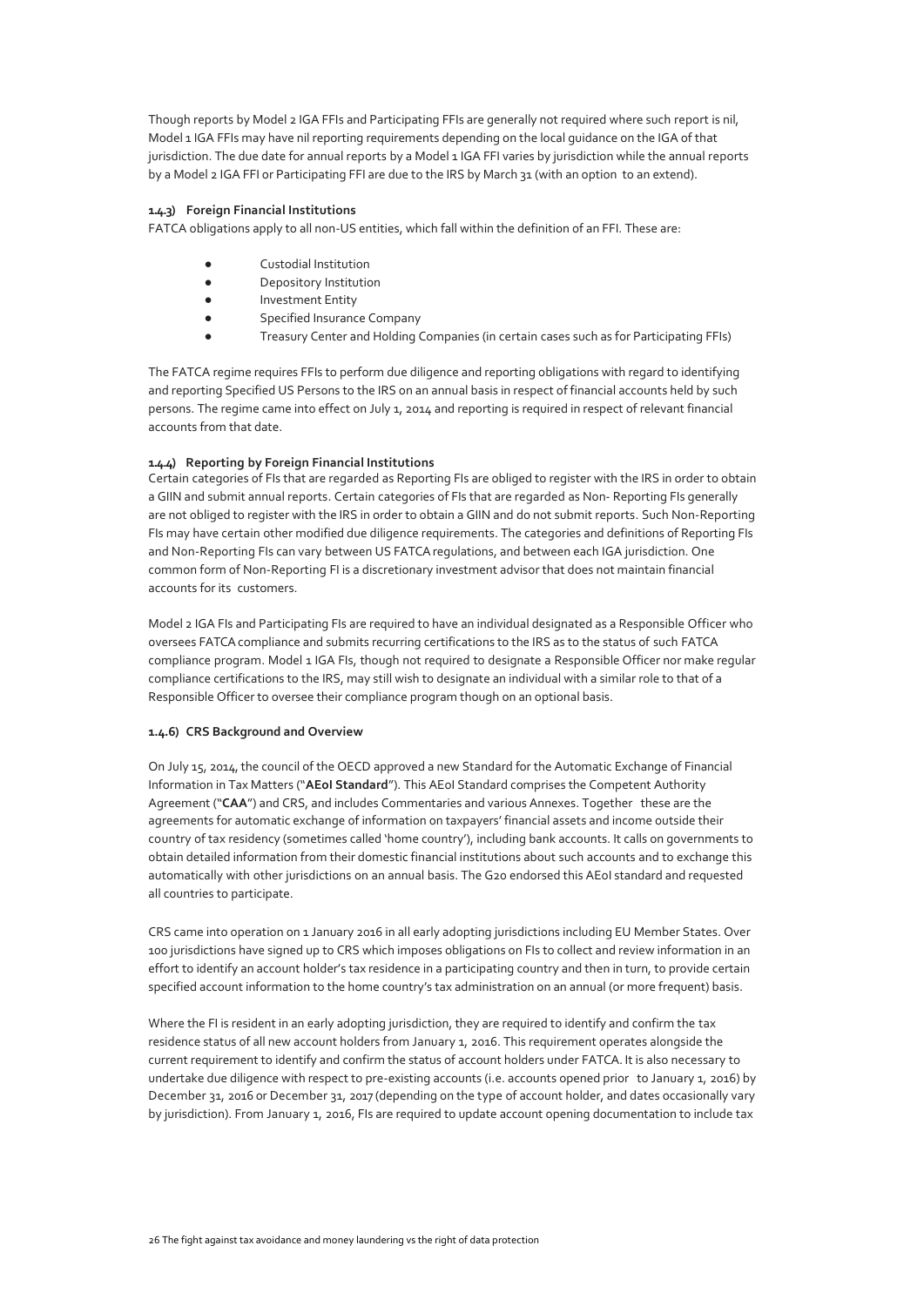Though reports by Model 2 IGA FFIs and Participating FFIs are generally not required where such report is nil, Model 1 IGA FFIs may have nil reporting requirements depending on the local guidance on the IGA of that jurisdiction. The due date for annual reports by a Model 1 IGA FFI varies by jurisdiction while the annual reports by a Model 2 IGA FFI or Participating FFI are due to the IRS by March 31 (with an option to an extend).

#### 1.4.3) Foreign Financial Institutions

FATCA obligations apply to all non-US entities, which fall within the definition of an FFI. These are:

- Custodial Institution
- Depository Institution
- Investment Entity
- Specified Insurance Company
- Treasury Center and Holding Companies (in certain cases such as for Participating FFIs)

The FATCA regime requires FFIs to perform due diligence and reporting obligations with regard to identifying and reporting Specified US Persons to the IRS on an annual basis in respect of financial accounts held by such persons. The regime came into effect on July 1, 2014 and reporting is required in respect of relevant financial accounts from that date.

#### 1.4.4) Reporting by Foreign Financial Institutions

Certain categories of FIs that are regarded as Reporting FIs are obliged to register with the IRS in order to obtain a GIIN and submit annual reports. Certain categories of FIs that are regarded as Non- Reporting FIs generally are not obliged to register with the IRS in order to obtain a GIIN and do not submit reports. Such Non-Reporting FIs may have certain other modified due diligence requirements. The categories and definitions of Reporting FIs and Non-Reporting FIs can vary between US FATCA regulations, and between each IGA jurisdiction. One common form of Non-Reporting FI is a discretionary investment advisor that does not maintain financial accounts for its customers.

Model 2 IGA FIs and Participating FIs are required to have an individual designated as a Responsible Officer who oversees FATCA compliance and submits recurring certifications to the IRS as to the status of such FATCA compliance program. Model 1 IGA FIs, though not required to designate a Responsible Officer nor make regular compliance certifications to the IRS, may still wish to designate an individual with a similar role to that of a Responsible Officer to oversee their compliance program though on an optional basis.

#### 1.4.6) CRS Background and Overview

On July 15, 2014, the council of the OECD approved a new Standard for the Automatic Exchange of Financial Information in Tax Matters ("**AEoI Standard**"). This AEoI Standard comprises the Competent Authority Agreement ("**CAA**") and CRS, and includes Commentaries and various Annexes. Together these are the agreements for automatic exchange of information on taxpayers' financial assets and income outside their country of tax residency (sometimes called 'home country'), including bank accounts. It calls on governments to obtain detailed information from their domestic financial institutions about such accounts and to exchange this automatically with other jurisdictions on an annual basis. The G20 endorsed this AEoI standard and requested all countries to participate.

CRS came into operation on 1 January 2016 in all early adopting jurisdictions including EU Member States. Over 100 jurisdictions have signed up to CRS which imposes obligations on FIs to collect and review information in an effort to identify an account holder's tax residence in a participating country and then in turn, to provide certain specified account information to the home country's tax administration on an annual (or more frequent) basis.

Where the FI is resident in an early adopting jurisdiction, they are required to identify and confirm the tax residence status of all new account holders from January 1, 2016. This requirement operates alongside the current requirement to identify and confirm the status of account holders under FATCA. It is also necessary to undertake due diligence with respect to pre-existing accounts (i.e. accounts opened prior to January 1, 2016) by December 31, 2016 or December 31, 2017 (depending on the type of account holder, and dates occasionally vary by jurisdiction). From January 1, 2016, FIs are required to update account opening documentation to include tax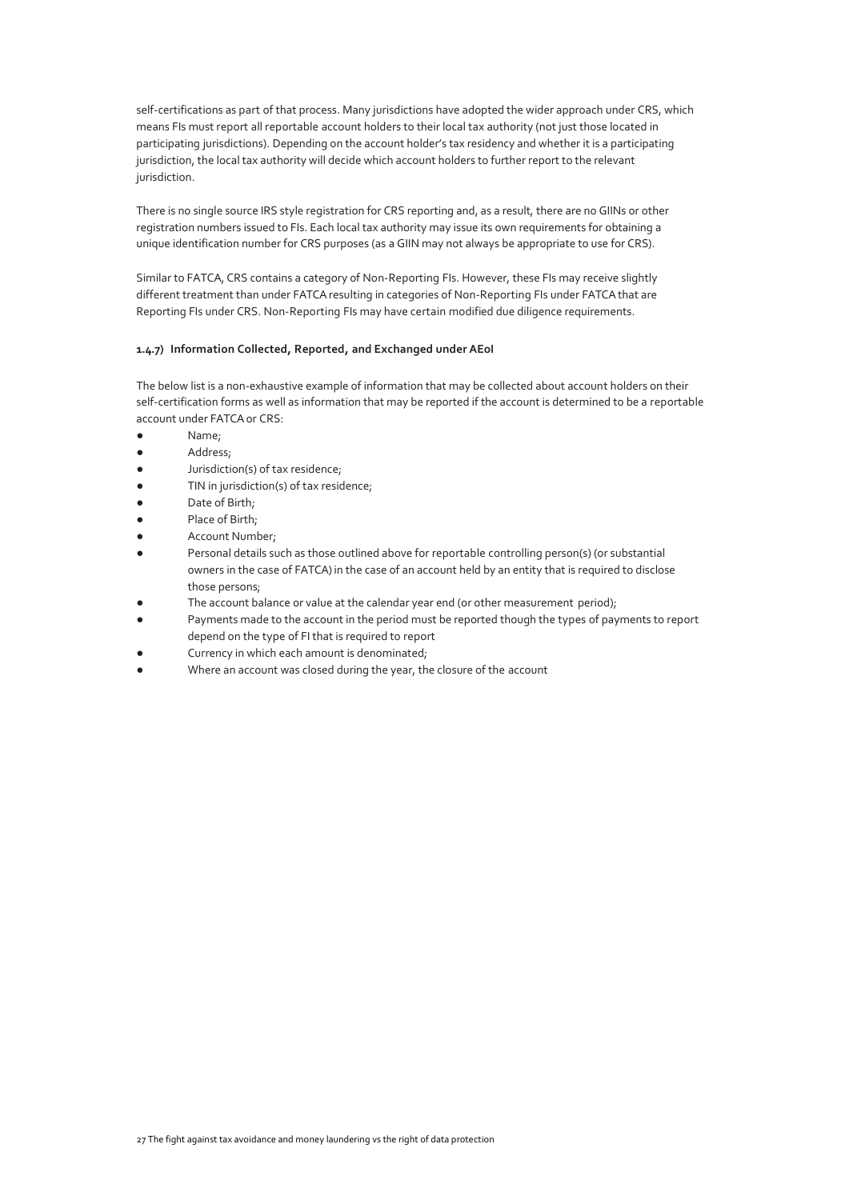self-certifications as part of that process. Many jurisdictions have adopted the wider approach under CRS, which means FIs must report all reportable account holders to their local tax authority (not just those located in participating jurisdictions). Depending on the account holder's tax residency and whether it is a participating jurisdiction, the local tax authority will decide which account holders to further report to the relevant jurisdiction.

There is no single source IRS style registration for CRS reporting and, as a result, there are no GIINs or other registration numbers issued to FIs. Each local tax authority may issue its own requirements for obtaining a unique identification number for CRS purposes (as a GIIN may not always be appropriate to use for CRS).

Similar to FATCA, CRS contains a category of Non-Reporting FIs. However, these FIs may receive slightly different treatment than under FATCA resulting in categories of Non-Reporting FIs under FATCA that are Reporting FIs under CRS. Non-Reporting FIs may have certain modified due diligence requirements.

#### 1.4.7) Information Collected, Reported, and Exchanged under AEoI

The below list is a non-exhaustive example of information that may be collected about account holders on their self-certification forms as well as information that may be reported if the account is determined to be a reportable account under FATCA or CRS:

- Name;
- Address;
- Jurisdiction(s) of tax residence;
- TIN in jurisdiction(s) of tax residence;
- Date of Birth;
- Place of Birth;
- Account Number;
- Personal details such as those outlined above for reportable controlling person(s) (or substantial owners in the case of FATCA) in the case of an account held by an entity that is required to disclose those persons;
- The account balance or value at the calendar year end (or other measurement period);
- Payments made to the account in the period must be reported though the types of payments to report depend on the type of FI that is required to report
- Currency in which each amount is denominated;
- Where an account was closed during the year, the closure of the account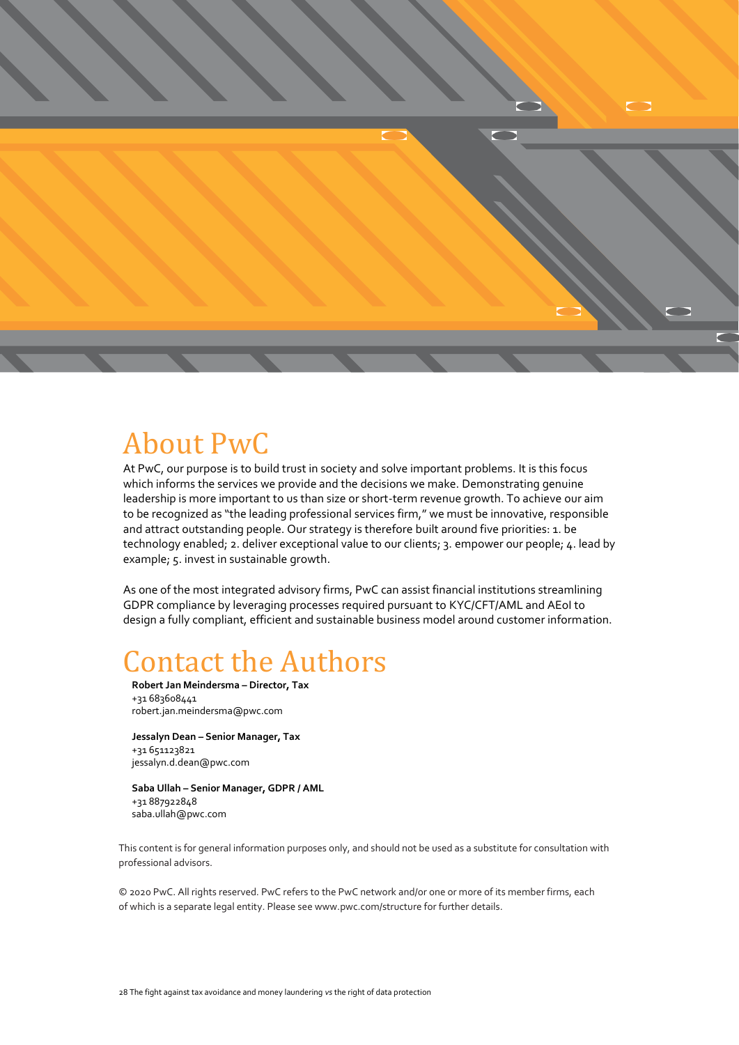# About PwC

At PwC, our purpose is to build trust in society and solve important problems. It is this focus which informs the services we provide and the decisions we make. Demonstrating genuine leadership is more important to us than size or short-term revenue growth. To achieve our aim to be recognized as "the leading professional services firm," we must be innovative, responsible and attract outstanding people. Our strategy is therefore built around five priorities: 1. be technology enabled; 2. deliver exceptional value to our clients; 3. empower our people; 4. lead by example; 5. invest in sustainable growth.

As one of the most integrated advisory firms, PwC can assist financial institutions streamlining GDPR compliance by leveraging processes required pursuant to KYC/CFT/AML and AEoI to design a fully compliant, efficient and sustainable business model around customer information.

# Contact the Authors

**Robert Jan Meindersma – Director, Tax**
+31 683608441
robert.jan.meindersma@pwc.com

**Jessalyn Dean – Senior Manager, Tax**
+31 651123821
jessalyn.d.dean@pwc.com

**Saba Ullah – Senior Manager, GDPR / AML**
+31 887922848
saba.ullah@pwc.com

This content is for general information purposes only, and should not be used as a substitute for consultation with professional advisors.

© 2020 PwC. All rights reserved. PwC refers to the PwC network and/or one or more of its member firms, each of which is a separate legal entity. Please see www.pwc.com/structure for further details.